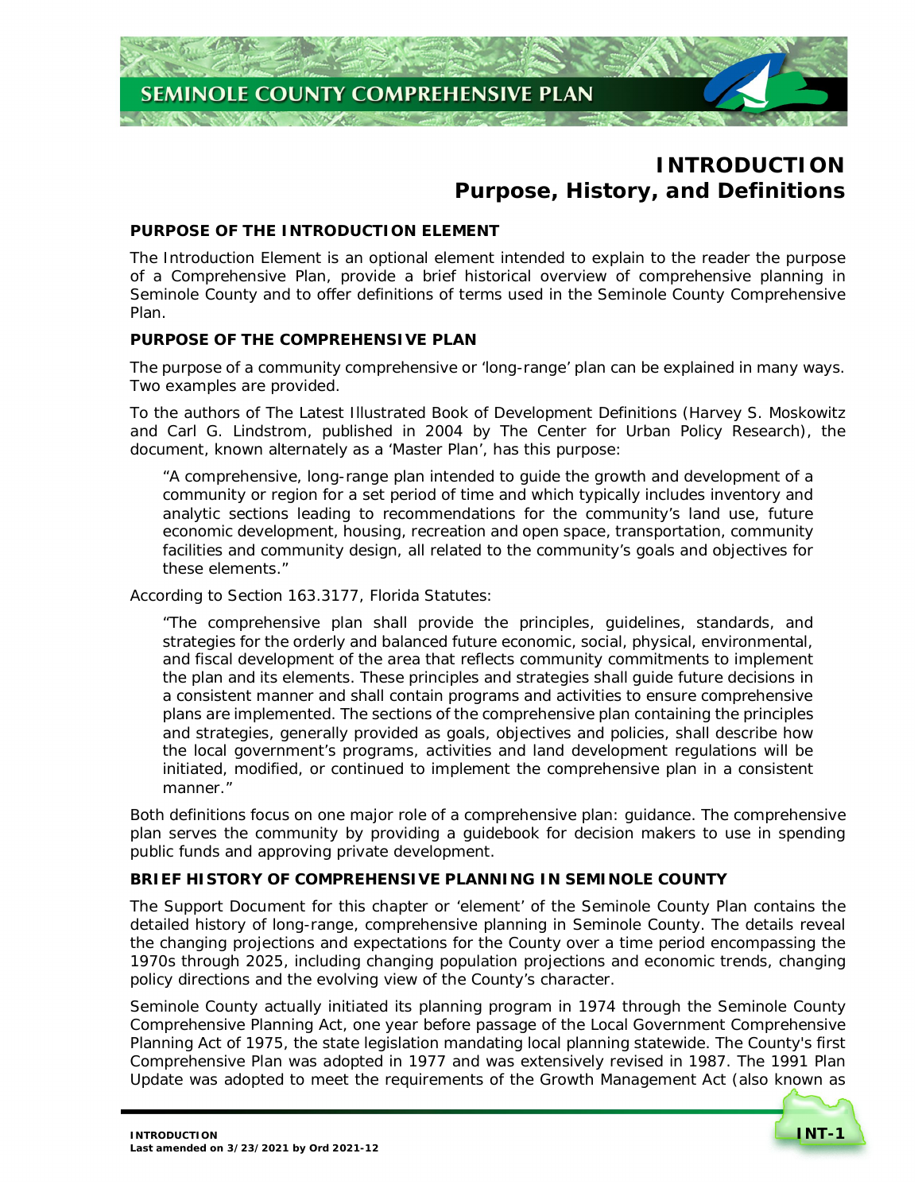# INTRODUCTION
## Purpose, History, and Definitions

### PURPOSE OF THE INTRODUCTION ELEMENT

The Introduction Element is an optional element intended to explain to the reader the purpose of a Comprehensive Plan, provide a brief historical overview of comprehensive planning in Seminole County and to offer definitions of terms used in the Seminole County Comprehensive Plan.

### PURPOSE OF THE COMPREHENSIVE PLAN

The purpose of a community comprehensive or 'long-range' plan can be explained in many ways. Two examples are provided.

To the authors of The Latest Illustrated Book of Development Definitions (Harvey S. Moskowitz and Carl G. Lindstrom, published in 2004 by The Center for Urban Policy Research), the document, known alternately as a 'Master Plan', has this purpose:

> "A comprehensive, long-range plan intended to guide the growth and development of a community or region for a set period of time and which typically includes inventory and analytic sections leading to recommendations for the community's land use, future economic development, housing, recreation and open space, transportation, community facilities and community design, all related to the community's goals and objectives for these elements."

According to Section 163.3177, Florida Statutes:

> "The comprehensive plan shall provide the principles, guidelines, standards, and strategies for the orderly and balanced future economic, social, physical, environmental, and fiscal development of the area that reflects community commitments to implement the plan and its elements. These principles and strategies shall guide future decisions in a consistent manner and shall contain programs and activities to ensure comprehensive plans are implemented. The sections of the comprehensive plan containing the principles and strategies, generally provided as goals, objectives and policies, shall describe how the local government's programs, activities and land development regulations will be initiated, modified, or continued to implement the comprehensive plan in a consistent manner."

Both definitions focus on one major role of a comprehensive plan: guidance. The comprehensive plan serves the community by providing a guidebook for decision makers to use in spending public funds and approving private development.

### BRIEF HISTORY OF COMPREHENSIVE PLANNING IN SEMINOLE COUNTY

The Support Document for this chapter or 'element' of the Seminole County Plan contains the detailed history of long-range, comprehensive planning in Seminole County. The details reveal the changing projections and expectations for the County over a time period encompassing the 1970s through 2025, including changing population projections and economic trends, changing policy directions and the evolving view of the County's character.

Seminole County actually initiated its planning program in 1974 through the Seminole County Comprehensive Planning Act, one year before passage of the Local Government Comprehensive Planning Act of 1975, the state legislation mandating local planning statewide. The County's first Comprehensive Plan was adopted in 1977 and was extensively revised in 1987. The 1991 Plan Update was adopted to meet the requirements of the Growth Management Act (also known as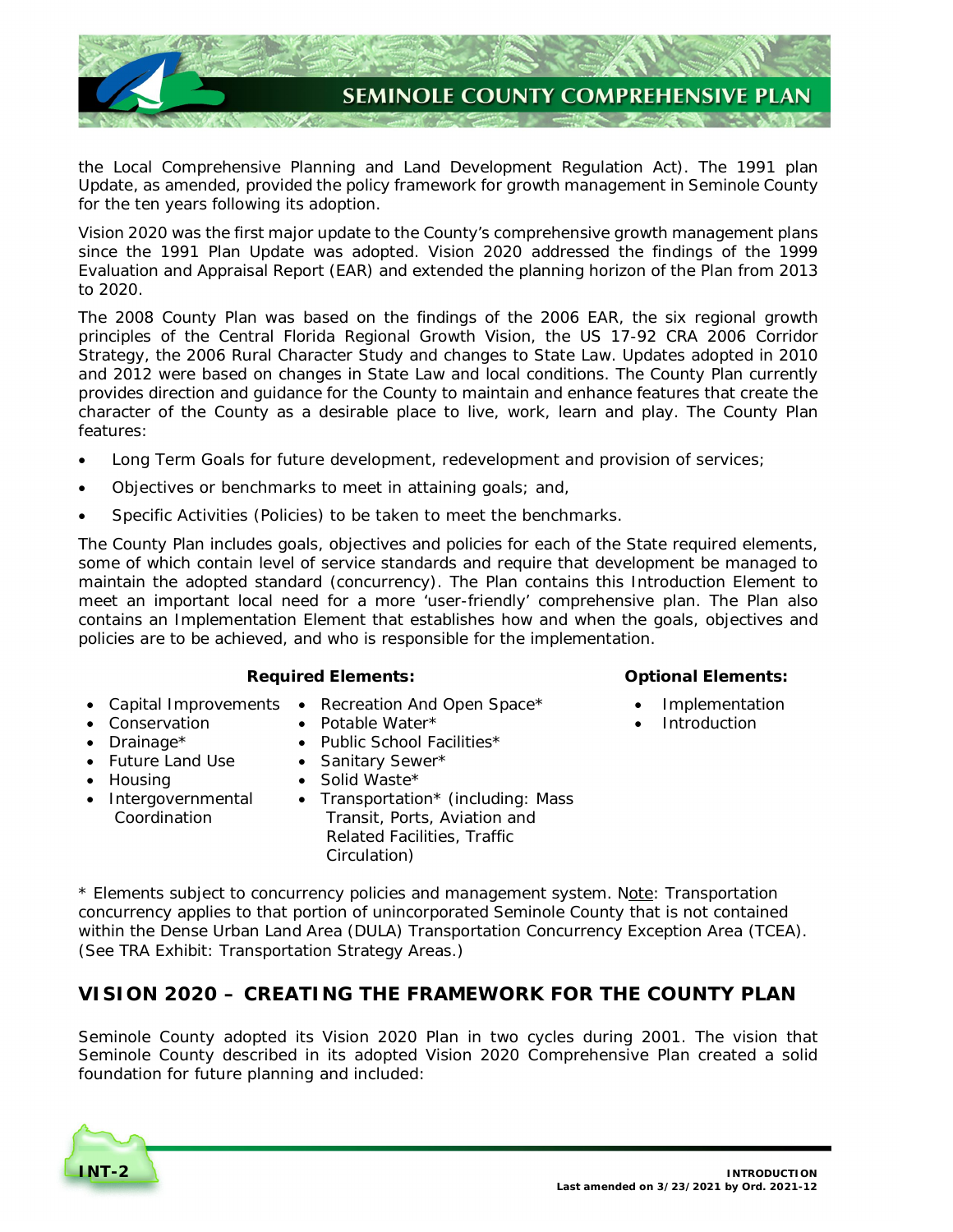the Local Comprehensive Planning and Land Development Regulation Act). The 1991 plan Update, as amended, provided the policy framework for growth management in Seminole County for the ten years following its adoption.

Vision 2020 was the first major update to the County's comprehensive growth management plans since the 1991 Plan Update was adopted. Vision 2020 addressed the findings of the 1999 Evaluation and Appraisal Report (EAR) and extended the planning horizon of the Plan from 2013 to 2020.

The 2008 County Plan was based on the findings of the 2006 EAR, the six regional growth principles of the Central Florida Regional Growth Vision, the US 17-92 CRA 2006 Corridor Strategy, the 2006 Rural Character Study and changes to State Law. Updates adopted in 2010 and 2012 were based on changes in State Law and local conditions. The County Plan currently provides direction and guidance for the County to maintain and enhance features that create the character of the County as a desirable place to live, work, learn and play. The County Plan features:

- Long Term Goals for future development, redevelopment and provision of services;
- Objectives or benchmarks to meet in attaining goals; and,
- Specific Activities (Policies) to be taken to meet the benchmarks.

The County Plan includes goals, objectives and policies for each of the State required elements, some of which contain level of service standards and require that development be managed to maintain the adopted standard (concurrency). The Plan contains this Introduction Element to meet an important local need for a more 'user-friendly' comprehensive plan. The Plan also contains an Implementation Element that establishes how and when the goals, objectives and policies are to be achieved, and who is responsible for the implementation.

**Required Elements:**

- Capital Improvements
- Conservation
- Drainage*
- Future Land Use
- Housing
- Intergovernmental Coordination
- Recreation And Open Space*
- Potable Water*
- Public School Facilities*
- Sanitary Sewer*
- Solid Waste*
- Transportation* (including: Mass Transit, Ports, Aviation and Related Facilities, Traffic Circulation)

**Optional Elements:**

- Implementation
- Introduction

* Elements subject to concurrency policies and management system. Note: Transportation concurrency applies to that portion of unincorporated Seminole County that is not contained within the Dense Urban Land Area (DULA) Transportation Concurrency Exception Area (TCEA). (See TRA Exhibit: Transportation Strategy Areas.)

## VISION 2020 – CREATING THE FRAMEWORK FOR THE COUNTY PLAN

Seminole County adopted its Vision 2020 Plan in two cycles during 2001. The vision that Seminole County described in its adopted Vision 2020 Comprehensive Plan created a solid foundation for future planning and included: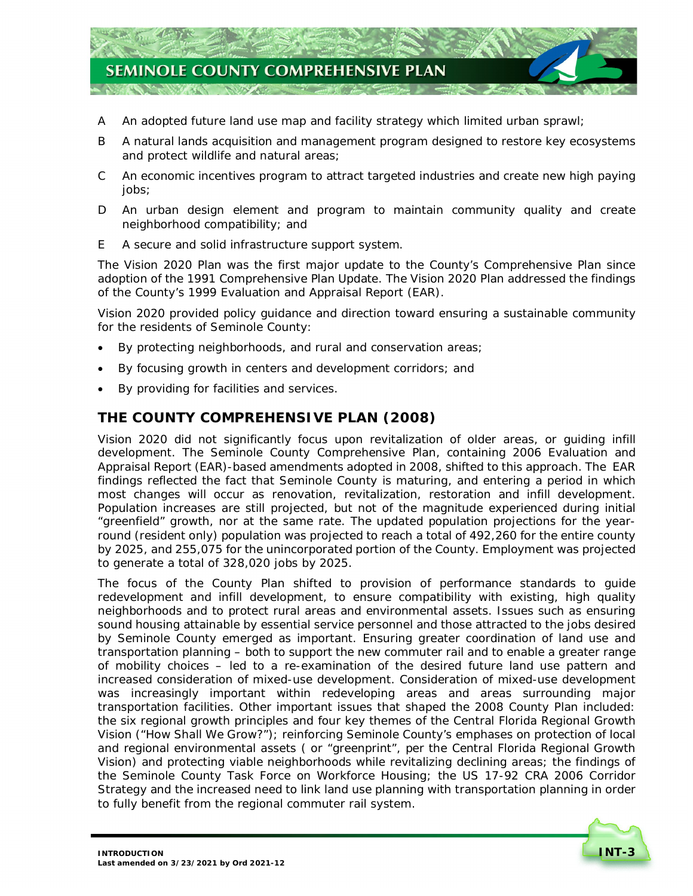A An adopted future land use map and facility strategy which limited urban sprawl;

B A natural lands acquisition and management program designed to restore key ecosystems and protect wildlife and natural areas;

C An economic incentives program to attract targeted industries and create new high paying jobs;

D An urban design element and program to maintain community quality and create neighborhood compatibility; and

E A secure and solid infrastructure support system.

The Vision 2020 Plan was the first major update to the County's Comprehensive Plan since adoption of the 1991 Comprehensive Plan Update. The Vision 2020 Plan addressed the findings of the County's 1999 Evaluation and Appraisal Report (EAR).

Vision 2020 provided policy guidance and direction toward ensuring a sustainable community for the residents of Seminole County:

- By protecting neighborhoods, and rural and conservation areas;
- By focusing growth in centers and development corridors; and
- By providing for facilities and services.

## THE COUNTY COMPREHENSIVE PLAN (2008)

Vision 2020 did not significantly focus upon revitalization of older areas, or guiding infill development. The Seminole County Comprehensive Plan, containing 2006 Evaluation and Appraisal Report (EAR)-based amendments adopted in 2008, shifted to this approach. The EAR findings reflected the fact that Seminole County is maturing, and entering a period in which most changes will occur as renovation, revitalization, restoration and infill development. Population increases are still projected, but not of the magnitude experienced during initial "greenfield" growth, nor at the same rate. The updated population projections for the year-round (resident only) population was projected to reach a total of 492,260 for the entire county by 2025, and 255,075 for the unincorporated portion of the County. Employment was projected to generate a total of 328,020 jobs by 2025.

The focus of the County Plan shifted to provision of performance standards to guide redevelopment and infill development, to ensure compatibility with existing, high quality neighborhoods and to protect rural areas and environmental assets. Issues such as ensuring sound housing attainable by essential service personnel and those attracted to the jobs desired by Seminole County emerged as important. Ensuring greater coordination of land use and transportation planning – both to support the new commuter rail and to enable a greater range of mobility choices – led to a re-examination of the desired future land use pattern and increased consideration of mixed-use development. Consideration of mixed-use development was increasingly important within redeveloping areas and areas surrounding major transportation facilities. Other important issues that shaped the 2008 County Plan included: the six regional growth principles and four key themes of the Central Florida Regional Growth Vision ("How Shall We Grow?"); reinforcing Seminole County's emphases on protection of local and regional environmental assets ( or "greenprint", per the Central Florida Regional Growth Vision) and protecting viable neighborhoods while revitalizing declining areas; the findings of the Seminole County Task Force on Workforce Housing; the US 17-92 CRA 2006 Corridor Strategy and the increased need to link land use planning with transportation planning in order to fully benefit from the regional commuter rail system.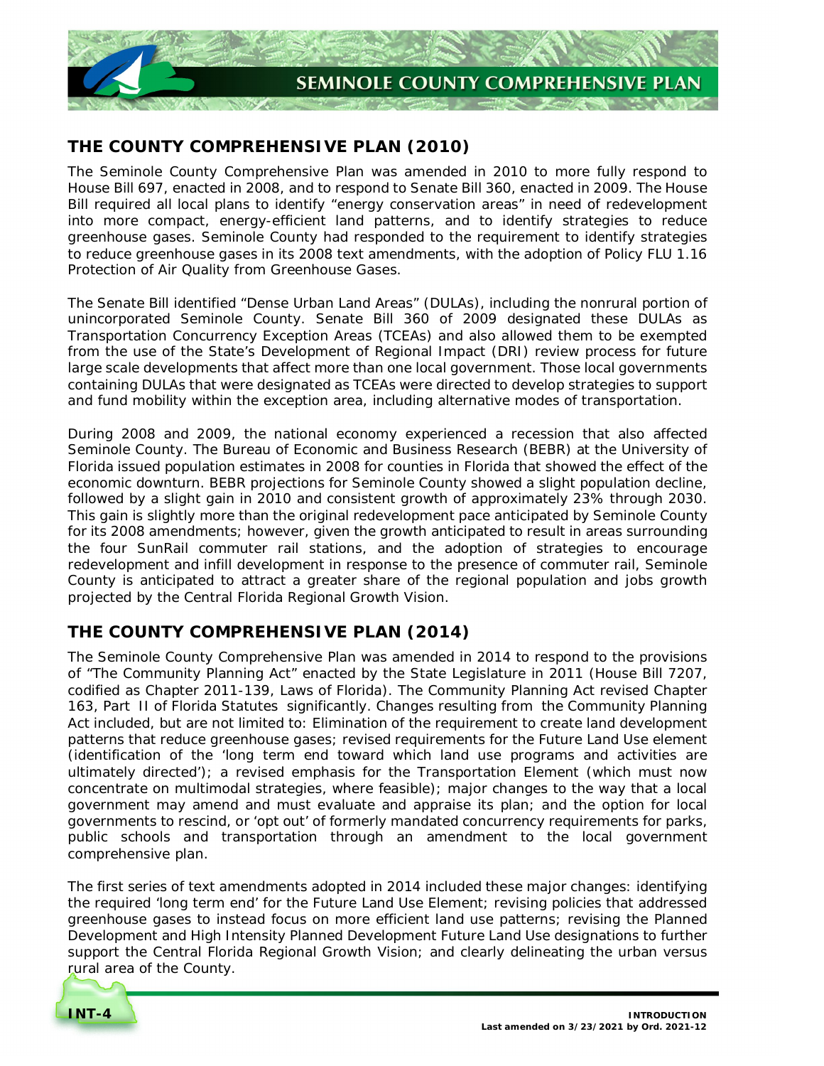## THE COUNTY COMPREHENSIVE PLAN (2010)

The Seminole County Comprehensive Plan was amended in 2010 to more fully respond to House Bill 697, enacted in 2008, and to respond to Senate Bill 360, enacted in 2009. The House Bill required all local plans to identify "energy conservation areas" in need of redevelopment into more compact, energy-efficient land patterns, and to identify strategies to reduce greenhouse gases. Seminole County had responded to the requirement to identify strategies to reduce greenhouse gases in its 2008 text amendments, with the adoption of Policy FLU 1.16 *Protection of Air Quality from Greenhouse Gases*.

The Senate Bill identified "Dense Urban Land Areas" (DULAs), including the nonrural portion of unincorporated Seminole County. Senate Bill 360 of 2009 designated these DULAs as Transportation Concurrency Exception Areas (TCEAs) and also allowed them to be exempted from the use of the State's Development of Regional Impact (DRI) review process for future large scale developments that affect more than one local government. Those local governments containing DULAs that were designated as TCEAs were directed to develop strategies to support and fund mobility within the exception area, including alternative modes of transportation.

During 2008 and 2009, the national economy experienced a recession that also affected Seminole County. The Bureau of Economic and Business Research (BEBR) at the University of Florida issued population estimates in 2008 for counties in Florida that showed the effect of the economic downturn. BEBR projections for Seminole County showed a slight population decline, followed by a slight gain in 2010 and consistent growth of approximately 23% through 2030. This gain is slightly more than the original redevelopment pace anticipated by Seminole County for its 2008 amendments; however, given the growth anticipated to result in areas surrounding the four SunRail commuter rail stations, and the adoption of strategies to encourage redevelopment and infill development in response to the presence of commuter rail, Seminole County is anticipated to attract a greater share of the regional population and jobs growth projected by the Central Florida Regional Growth Vision.

## THE COUNTY COMPREHENSIVE PLAN (2014)

The Seminole County Comprehensive Plan was amended in 2014 to respond to the provisions of "The Community Planning Act" enacted by the State Legislature in 2011 (House Bill 7207, codified as Chapter 2011-139, Laws of Florida). The Community Planning Act revised Chapter 163, Part II of Florida Statutes significantly. Changes resulting from the Community Planning Act included, but are not limited to: Elimination of the requirement to create land development patterns that reduce greenhouse gases; revised requirements for the Future Land Use element (identification of the 'long term end toward which land use programs and activities are ultimately directed'); a revised emphasis for the Transportation Element (which must now concentrate on multimodal strategies, where feasible); major changes to the way that a local government may amend and must evaluate and appraise its plan; and the option for local governments to rescind, or 'opt out' of formerly mandated concurrency requirements for parks, public schools and transportation through an amendment to the local government comprehensive plan.

The first series of text amendments adopted in 2014 included these major changes: identifying the required 'long term end' for the Future Land Use Element; revising policies that addressed greenhouse gases to instead focus on more efficient land use patterns; revising the Planned Development and High Intensity Planned Development Future Land Use designations to further support the Central Florida Regional Growth Vision; and clearly delineating the urban versus rural area of the County.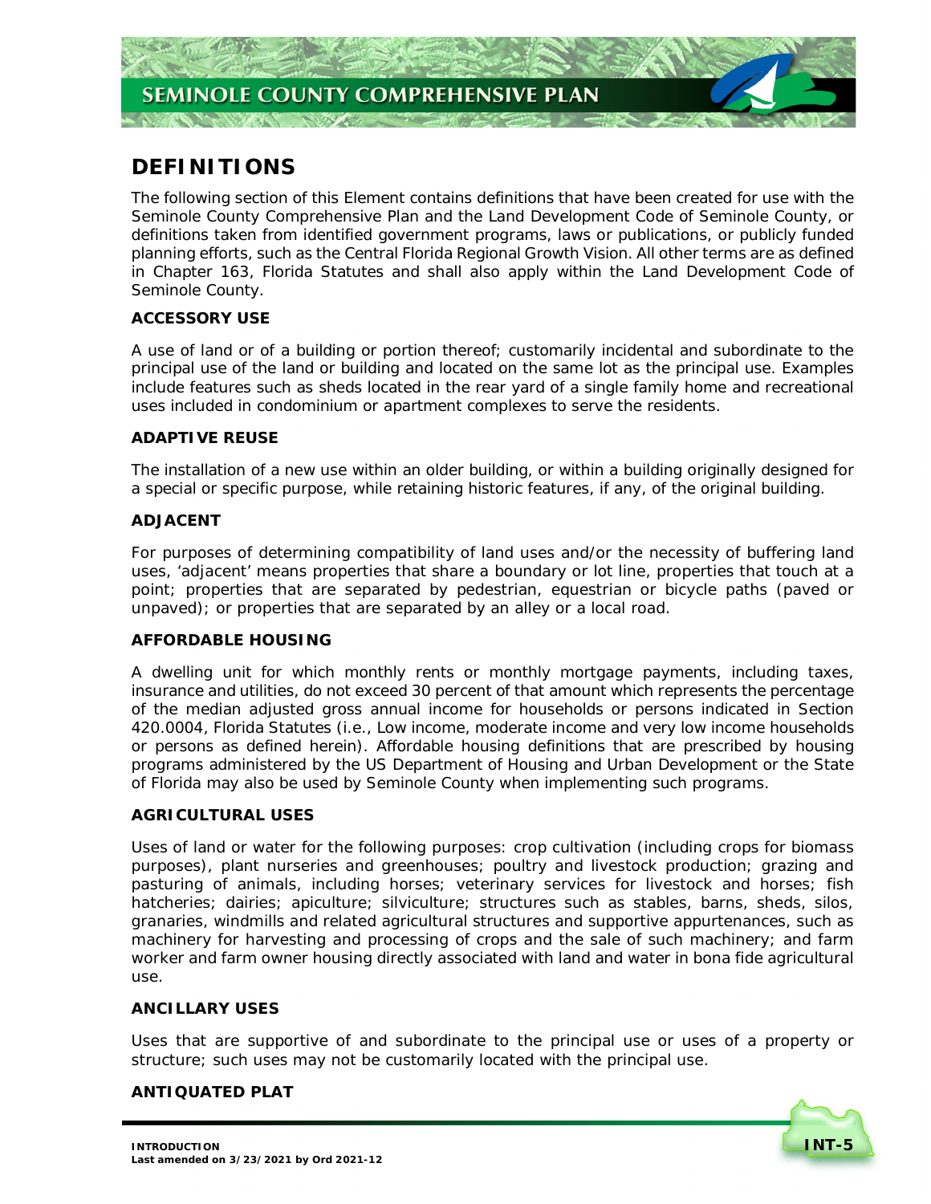## DEFINITIONS

The following section of this Element contains definitions that have been created for use with the Seminole County Comprehensive Plan and the Land Development Code of Seminole County, or definitions taken from identified government programs, laws or publications, or publicly funded planning efforts, such as the Central Florida Regional Growth Vision. All other terms are as defined in Chapter 163, Florida Statutes and shall also apply within the Land Development Code of Seminole County.

### ACCESSORY USE

A use of land or of a building or portion thereof; customarily incidental and subordinate to the principal use of the land or building and located on the same lot as the principal use. Examples include features such as sheds located in the rear yard of a single family home and recreational uses included in condominium or apartment complexes to serve the residents.

### ADAPTIVE REUSE

The installation of a new use within an older building, or within a building originally designed for a special or specific purpose, while retaining historic features, if any, of the original building.

### ADJACENT

For purposes of determining compatibility of land uses and/or the necessity of buffering land uses, 'adjacent' means properties that share a boundary or lot line, properties that touch at a point; properties that are separated by pedestrian, equestrian or bicycle paths (paved or unpaved); or properties that are separated by an alley or a local road.

### AFFORDABLE HOUSING

A dwelling unit for which monthly rents or monthly mortgage payments, including taxes, insurance and utilities, do not exceed 30 percent of that amount which represents the percentage of the median adjusted gross annual income for households or persons indicated in Section 420.0004, Florida Statutes (i.e., Low income, moderate income and very low income households or persons as defined herein). Affordable housing definitions that are prescribed by housing programs administered by the US Department of Housing and Urban Development or the State of Florida may also be used by Seminole County when implementing such programs.

### AGRICULTURAL USES

Uses of land or water for the following purposes: crop cultivation (including crops for biomass purposes), plant nurseries and greenhouses; poultry and livestock production; grazing and pasturing of animals, including horses; veterinary services for livestock and horses; fish hatcheries; dairies; apiculture; silviculture; structures such as stables, barns, sheds, silos, granaries, windmills and related agricultural structures and supportive appurtenances, such as machinery for harvesting and processing of crops and the sale of such machinery; and farm worker and farm owner housing directly associated with land and water in bona fide agricultural use.

### ANCILLARY USES

Uses that are supportive of and subordinate to the principal use or uses of a property or structure; such uses may not be customarily located with the principal use.

### ANTIQUATED PLAT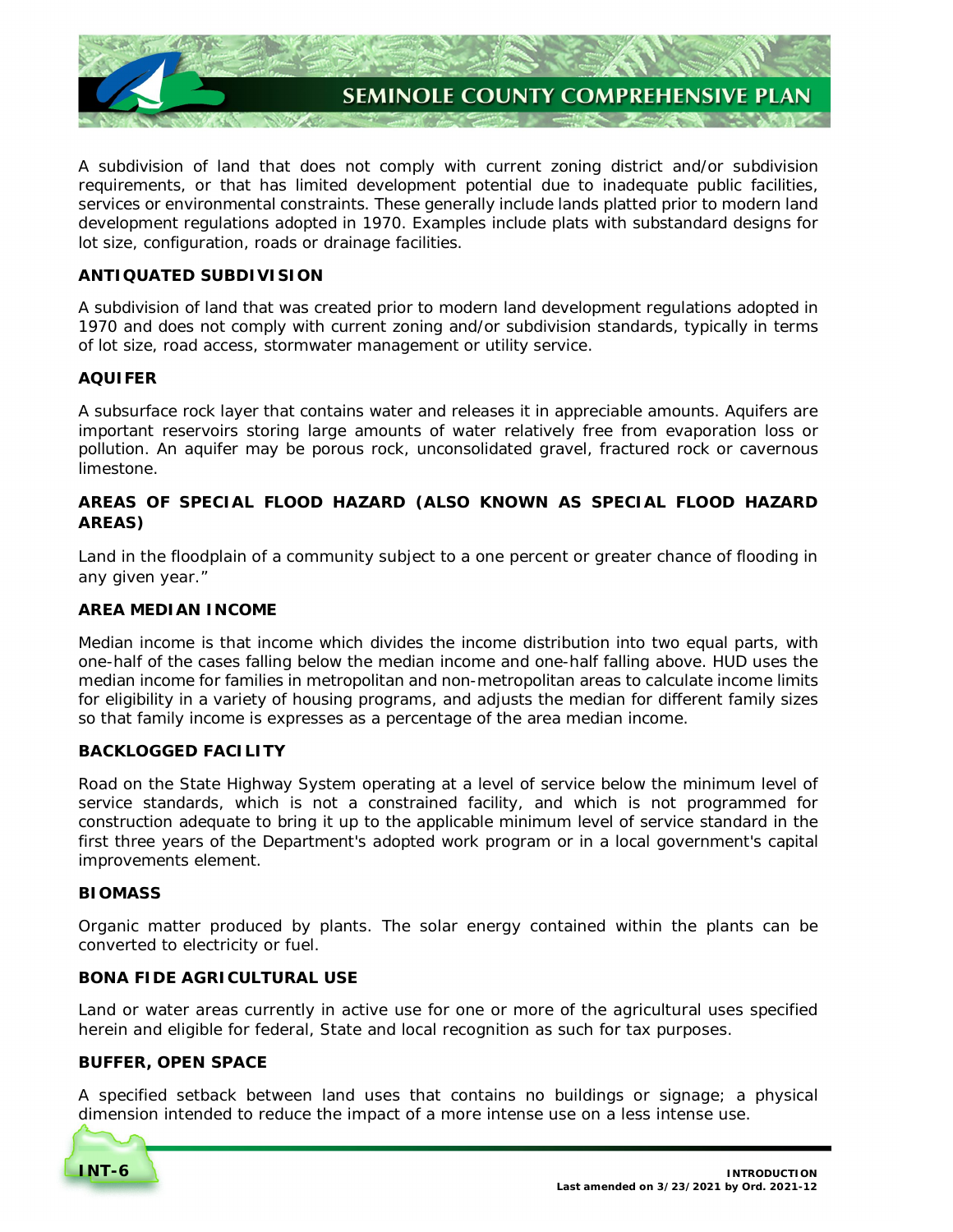A subdivision of land that does not comply with current zoning district and/or subdivision requirements, or that has limited development potential due to inadequate public facilities, services or environmental constraints. These generally include lands platted prior to modern land development regulations adopted in 1970. Examples include plats with substandard designs for lot size, configuration, roads or drainage facilities.

### ANTIQUATED SUBDIVISION

A subdivision of land that was created prior to modern land development regulations adopted in 1970 and does not comply with current zoning and/or subdivision standards, typically in terms of lot size, road access, stormwater management or utility service.

### AQUIFER

A subsurface rock layer that contains water and releases it in appreciable amounts. Aquifers are important reservoirs storing large amounts of water relatively free from evaporation loss or pollution. An aquifer may be porous rock, unconsolidated gravel, fractured rock or cavernous limestone.

### AREAS OF SPECIAL FLOOD HAZARD (ALSO KNOWN AS SPECIAL FLOOD HAZARD AREAS)

Land in the floodplain of a community subject to a one percent or greater chance of flooding in any given year."

### AREA MEDIAN INCOME

Median income is that income which divides the income distribution into two equal parts, with one-half of the cases falling below the median income and one-half falling above. HUD uses the median income for families in metropolitan and non-metropolitan areas to calculate income limits for eligibility in a variety of housing programs, and adjusts the median for different family sizes so that family income is expresses as a percentage of the area median income.

### BACKLOGGED FACILITY

Road on the State Highway System operating at a level of service below the minimum level of service standards, which is not a constrained facility, and which is not programmed for construction adequate to bring it up to the applicable minimum level of service standard in the first three years of the Department's adopted work program or in a local government's capital improvements element.

### BIOMASS

Organic matter produced by plants. The solar energy contained within the plants can be converted to electricity or fuel.

### BONA FIDE AGRICULTURAL USE

Land or water areas currently in active use for one or more of the agricultural uses specified herein and eligible for federal, State and local recognition as such for tax purposes.

### BUFFER, OPEN SPACE

A specified setback between land uses that contains no buildings or signage; a physical dimension intended to reduce the impact of a more intense use on a less intense use.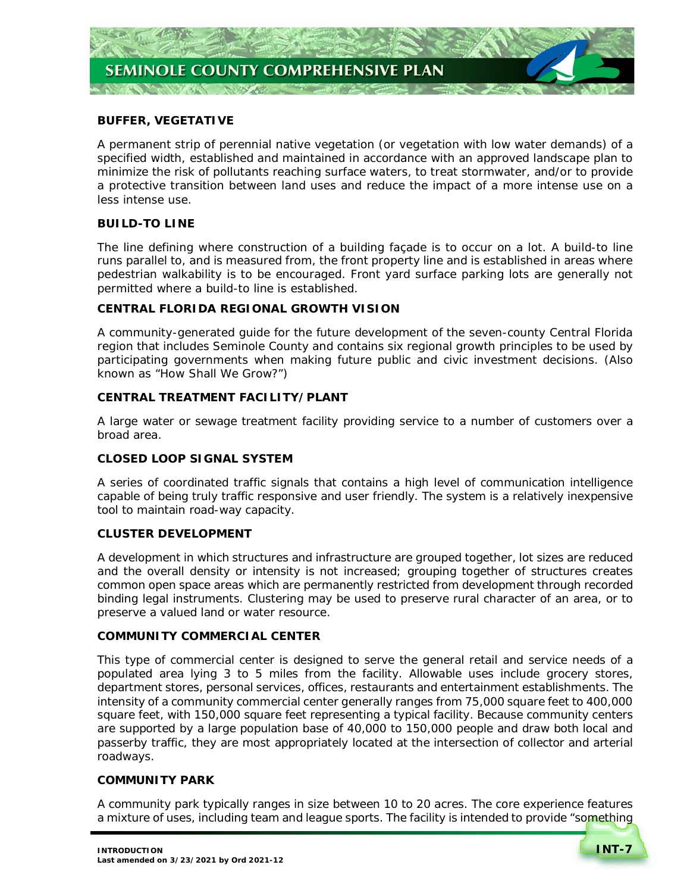### BUFFER, VEGETATIVE

A permanent strip of perennial native vegetation (or vegetation with low water demands) of a specified width, established and maintained in accordance with an approved landscape plan to minimize the risk of pollutants reaching surface waters, to treat stormwater, and/or to provide a protective transition between land uses and reduce the impact of a more intense use on a less intense use.

### BUILD-TO LINE

The line defining where construction of a building façade is to occur on a lot. A build-to line runs parallel to, and is measured from, the front property line and is established in areas where pedestrian walkability is to be encouraged. Front yard surface parking lots are generally not permitted where a build-to line is established.

### CENTRAL FLORIDA REGIONAL GROWTH VISION

A community-generated guide for the future development of the seven-county Central Florida region that includes Seminole County and contains six regional growth principles to be used by participating governments when making future public and civic investment decisions. (Also known as "How Shall We Grow?")

### CENTRAL TREATMENT FACILITY/PLANT

A large water or sewage treatment facility providing service to a number of customers over a broad area.

### CLOSED LOOP SIGNAL SYSTEM

A series of coordinated traffic signals that contains a high level of communication intelligence capable of being truly traffic responsive and user friendly. The system is a relatively inexpensive tool to maintain road-way capacity.

### CLUSTER DEVELOPMENT

A development in which structures and infrastructure are grouped together, lot sizes are reduced and the overall density or intensity is not increased; grouping together of structures creates common open space areas which are permanently restricted from development through recorded binding legal instruments. Clustering may be used to preserve rural character of an area, or to preserve a valued land or water resource.

### COMMUNITY COMMERCIAL CENTER

This type of commercial center is designed to serve the general retail and service needs of a populated area lying 3 to 5 miles from the facility. Allowable uses include grocery stores, department stores, personal services, offices, restaurants and entertainment establishments. The intensity of a community commercial center generally ranges from 75,000 square feet to 400,000 square feet, with 150,000 square feet representing a typical facility. Because community centers are supported by a large population base of 40,000 to 150,000 people and draw both local and passerby traffic, they are most appropriately located at the intersection of collector and arterial roadways.

### COMMUNITY PARK

A community park typically ranges in size between 10 to 20 acres. The core experience features a mixture of uses, including team and league sports. The facility is intended to provide "something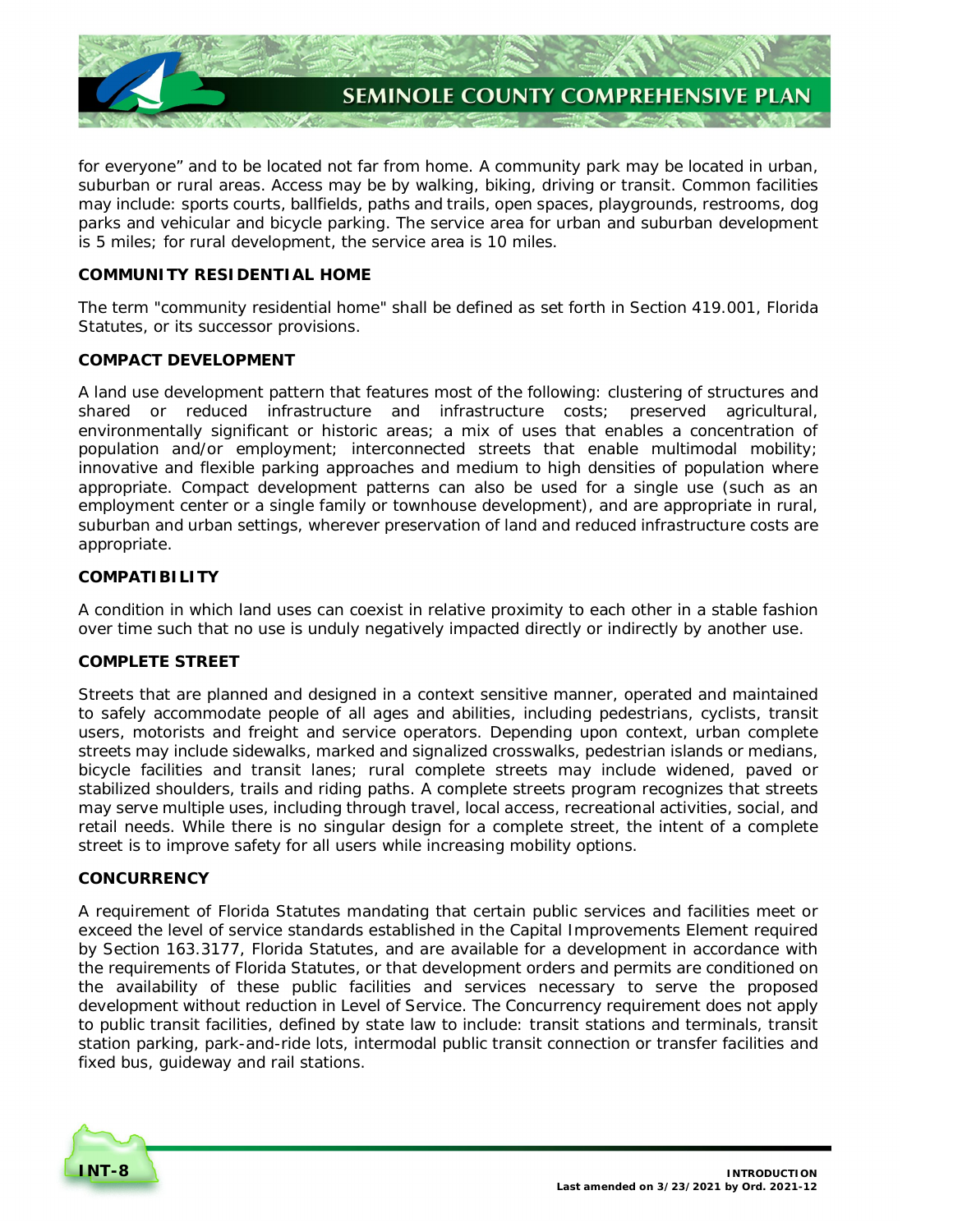for everyone" and to be located not far from home. A community park may be located in urban, suburban or rural areas. Access may be by walking, biking, driving or transit. Common facilities may include: sports courts, ballfields, paths and trails, open spaces, playgrounds, restrooms, dog parks and vehicular and bicycle parking. The service area for urban and suburban development is 5 miles; for rural development, the service area is 10 miles.

**COMMUNITY RESIDENTIAL HOME**

The term "community residential home" shall be defined as set forth in Section 419.001, Florida Statutes, or its successor provisions.

**COMPACT DEVELOPMENT**

A land use development pattern that features most of the following: clustering of structures and shared or reduced infrastructure and infrastructure costs; preserved agricultural, environmentally significant or historic areas; a mix of uses that enables a concentration of population and/or employment; interconnected streets that enable multimodal mobility; innovative and flexible parking approaches and medium to high densities of population where appropriate. Compact development patterns can also be used for a single use (such as an employment center or a single family or townhouse development), and are appropriate in rural, suburban and urban settings, wherever preservation of land and reduced infrastructure costs are appropriate.

**COMPATIBILITY**

A condition in which land uses can coexist in relative proximity to each other in a stable fashion over time such that no use is unduly negatively impacted directly or indirectly by another use.

**COMPLETE STREET**

Streets that are planned and designed in a context sensitive manner, operated and maintained to safely accommodate people of all ages and abilities, including pedestrians, cyclists, transit users, motorists and freight and service operators. Depending upon context, urban complete streets may include sidewalks, marked and signalized crosswalks, pedestrian islands or medians, bicycle facilities and transit lanes; rural complete streets may include widened, paved or stabilized shoulders, trails and riding paths. A complete streets program recognizes that streets may serve multiple uses, including through travel, local access, recreational activities, social, and retail needs. While there is no singular design for a complete street, the intent of a complete street is to improve safety for all users while increasing mobility options.

**CONCURRENCY**

A requirement of Florida Statutes mandating that certain public services and facilities meet or exceed the level of service standards established in the Capital Improvements Element required by Section 163.3177, Florida Statutes, and are available for a development in accordance with the requirements of Florida Statutes, or that development orders and permits are conditioned on the availability of these public facilities and services necessary to serve the proposed development without reduction in Level of Service. The Concurrency requirement does not apply to public transit facilities, defined by state law to include: transit stations and terminals, transit station parking, park-and-ride lots, intermodal public transit connection or transfer facilities and fixed bus, guideway and rail stations.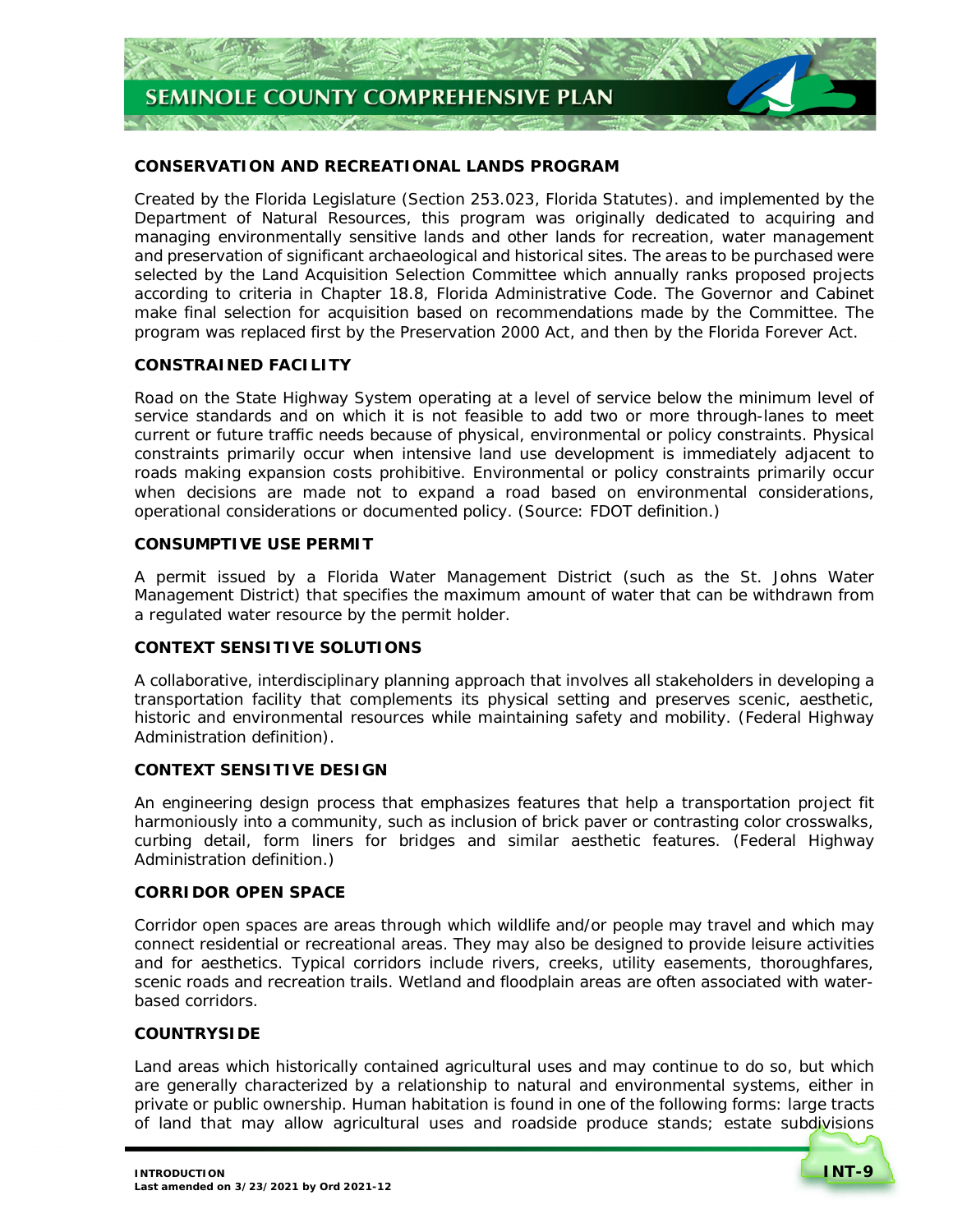### CONSERVATION AND RECREATIONAL LANDS PROGRAM

Created by the Florida Legislature (Section 253.023, Florida Statutes). and implemented by the Department of Natural Resources, this program was originally dedicated to acquiring and managing environmentally sensitive lands and other lands for recreation, water management and preservation of significant archaeological and historical sites. The areas to be purchased were selected by the Land Acquisition Selection Committee which annually ranks proposed projects according to criteria in Chapter 18.8, Florida Administrative Code. The Governor and Cabinet make final selection for acquisition based on recommendations made by the Committee. The program was replaced first by the Preservation 2000 Act, and then by the Florida Forever Act.

### CONSTRAINED FACILITY

Road on the State Highway System operating at a level of service below the minimum level of service standards and on which it is not feasible to add two or more through-lanes to meet current or future traffic needs because of physical, environmental or policy constraints. Physical constraints primarily occur when intensive land use development is immediately adjacent to roads making expansion costs prohibitive. Environmental or policy constraints primarily occur when decisions are made not to expand a road based on environmental considerations, operational considerations or documented policy. (Source: FDOT definition.)

### CONSUMPTIVE USE PERMIT

A permit issued by a Florida Water Management District (such as the St. Johns Water Management District) that specifies the maximum amount of water that can be withdrawn from a regulated water resource by the permit holder.

### CONTEXT SENSITIVE SOLUTIONS

A collaborative, interdisciplinary planning approach that involves all stakeholders in developing a transportation facility that complements its physical setting and preserves scenic, aesthetic, historic and environmental resources while maintaining safety and mobility. (Federal Highway Administration definition).

### CONTEXT SENSITIVE DESIGN

An engineering design process that emphasizes features that help a transportation project fit harmoniously into a community, such as inclusion of brick paver or contrasting color crosswalks, curbing detail, form liners for bridges and similar aesthetic features. (Federal Highway Administration definition.)

### CORRIDOR OPEN SPACE

Corridor open spaces are areas through which wildlife and/or people may travel and which may connect residential or recreational areas. They may also be designed to provide leisure activities and for aesthetics. Typical corridors include rivers, creeks, utility easements, thoroughfares, scenic roads and recreation trails. Wetland and floodplain areas are often associated with water-based corridors.

### COUNTRYSIDE

Land areas which historically contained agricultural uses and may continue to do so, but which are generally characterized by a relationship to natural and environmental systems, either in private or public ownership. Human habitation is found in one of the following forms: large tracts of land that may allow agricultural uses and roadside produce stands; estate subdivisions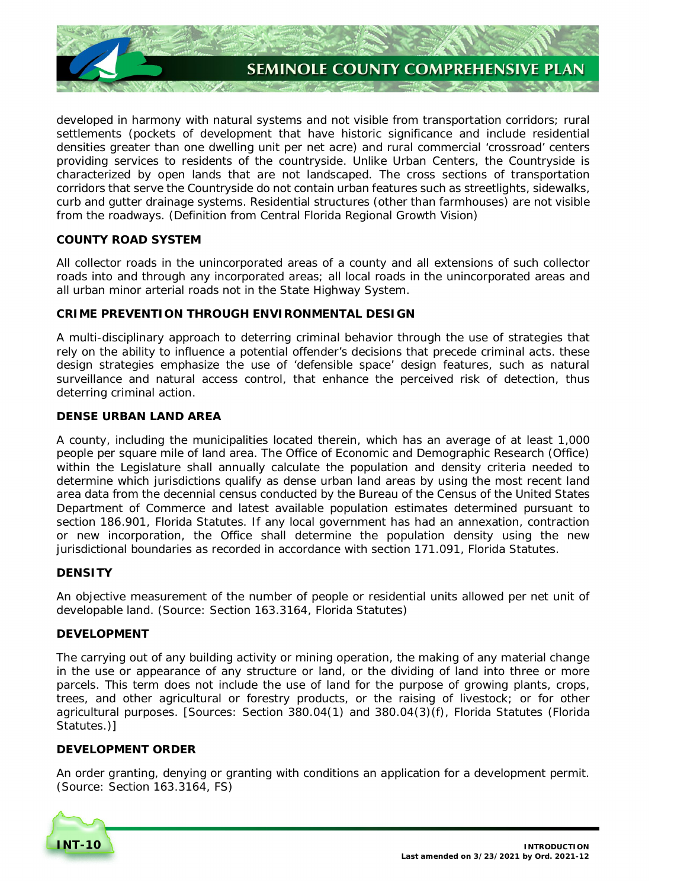developed in harmony with natural systems and not visible from transportation corridors; rural settlements (pockets of development that have historic significance and include residential densities greater than one dwelling unit per net acre) and rural commercial 'crossroad' centers providing services to residents of the countryside. Unlike Urban Centers, the Countryside is characterized by open lands that are not landscaped. The cross sections of transportation corridors that serve the Countryside do not contain urban features such as streetlights, sidewalks, curb and gutter drainage systems. Residential structures (other than farmhouses) are not visible from the roadways. (Definition from Central Florida Regional Growth Vision)

**COUNTY ROAD SYSTEM**

All collector roads in the unincorporated areas of a county and all extensions of such collector roads into and through any incorporated areas; all local roads in the unincorporated areas and all urban minor arterial roads not in the State Highway System.

**CRIME PREVENTION THROUGH ENVIRONMENTAL DESIGN**

A multi-disciplinary approach to deterring criminal behavior through the use of strategies that rely on the ability to influence a potential offender's decisions that precede criminal acts. these design strategies emphasize the use of 'defensible space' design features, such as natural surveillance and natural access control, that enhance the perceived risk of detection, thus deterring criminal action.

**DENSE URBAN LAND AREA**

A county, including the municipalities located therein, which has an average of at least 1,000 people per square mile of land area. The Office of Economic and Demographic Research (Office) within the Legislature shall annually calculate the population and density criteria needed to determine which jurisdictions qualify as dense urban land areas by using the most recent land area data from the decennial census conducted by the Bureau of the Census of the United States Department of Commerce and latest available population estimates determined pursuant to section 186.901, Florida Statutes. If any local government has had an annexation, contraction or new incorporation, the Office shall determine the population density using the new jurisdictional boundaries as recorded in accordance with section 171.091, Florida Statutes.

**DENSITY**

An objective measurement of the number of people or residential units allowed per net unit of developable land. (Source: Section 163.3164, Florida Statutes)

**DEVELOPMENT**

The carrying out of any building activity or mining operation, the making of any material change in the use or appearance of any structure or land, or the dividing of land into three or more parcels. This term does not include the use of land for the purpose of growing plants, crops, trees, and other agricultural or forestry products, or the raising of livestock; or for other agricultural purposes. [Sources: Section 380.04(1) and 380.04(3)(f), Florida Statutes (Florida Statutes.)]

**DEVELOPMENT ORDER**

An order granting, denying or granting with conditions an application for a development permit. (Source: Section 163.3164, FS)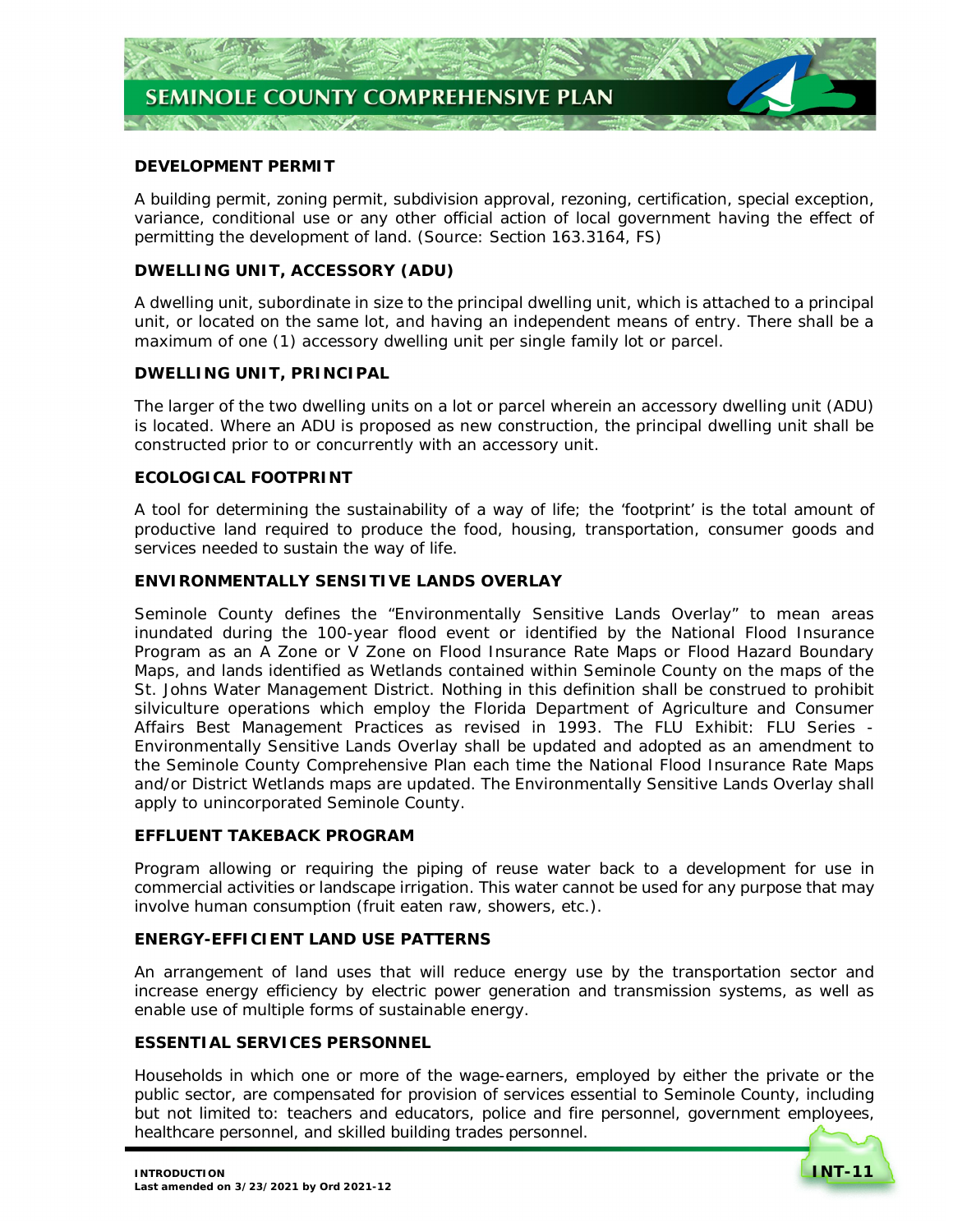### DEVELOPMENT PERMIT

A building permit, zoning permit, subdivision approval, rezoning, certification, special exception, variance, conditional use or any other official action of local government having the effect of permitting the development of land. (Source: Section 163.3164, FS)

### DWELLING UNIT, ACCESSORY (ADU)

A dwelling unit, subordinate in size to the principal dwelling unit, which is attached to a principal unit, or located on the same lot, and having an independent means of entry. There shall be a maximum of one (1) accessory dwelling unit per single family lot or parcel.

### DWELLING UNIT, PRINCIPAL

The larger of the two dwelling units on a lot or parcel wherein an accessory dwelling unit (ADU) is located. Where an ADU is proposed as new construction, the principal dwelling unit shall be constructed prior to or concurrently with an accessory unit.

### ECOLOGICAL FOOTPRINT

A tool for determining the sustainability of a way of life; the 'footprint' is the total amount of productive land required to produce the food, housing, transportation, consumer goods and services needed to sustain the way of life.

### ENVIRONMENTALLY SENSITIVE LANDS OVERLAY

Seminole County defines the "Environmentally Sensitive Lands Overlay" to mean areas inundated during the 100-year flood event or identified by the National Flood Insurance Program as an A Zone or V Zone on Flood Insurance Rate Maps or Flood Hazard Boundary Maps, and lands identified as Wetlands contained within Seminole County on the maps of the St. Johns Water Management District. Nothing in this definition shall be construed to prohibit silviculture operations which employ the Florida Department of Agriculture and Consumer Affairs Best Management Practices as revised in 1993. The FLU Exhibit: FLU Series - Environmentally Sensitive Lands Overlay shall be updated and adopted as an amendment to the Seminole County Comprehensive Plan each time the National Flood Insurance Rate Maps and/or District Wetlands maps are updated. The Environmentally Sensitive Lands Overlay shall apply to unincorporated Seminole County.

### EFFLUENT TAKEBACK PROGRAM

Program allowing or requiring the piping of reuse water back to a development for use in commercial activities or landscape irrigation. This water cannot be used for any purpose that may involve human consumption (fruit eaten raw, showers, etc.).

### ENERGY-EFFICIENT LAND USE PATTERNS

An arrangement of land uses that will reduce energy use by the transportation sector and increase energy efficiency by electric power generation and transmission systems, as well as enable use of multiple forms of sustainable energy.

### ESSENTIAL SERVICES PERSONNEL

Households in which one or more of the wage-earners, employed by either the private or the public sector, are compensated for provision of services essential to Seminole County, including but not limited to: teachers and educators, police and fire personnel, government employees, healthcare personnel, and skilled building trades personnel.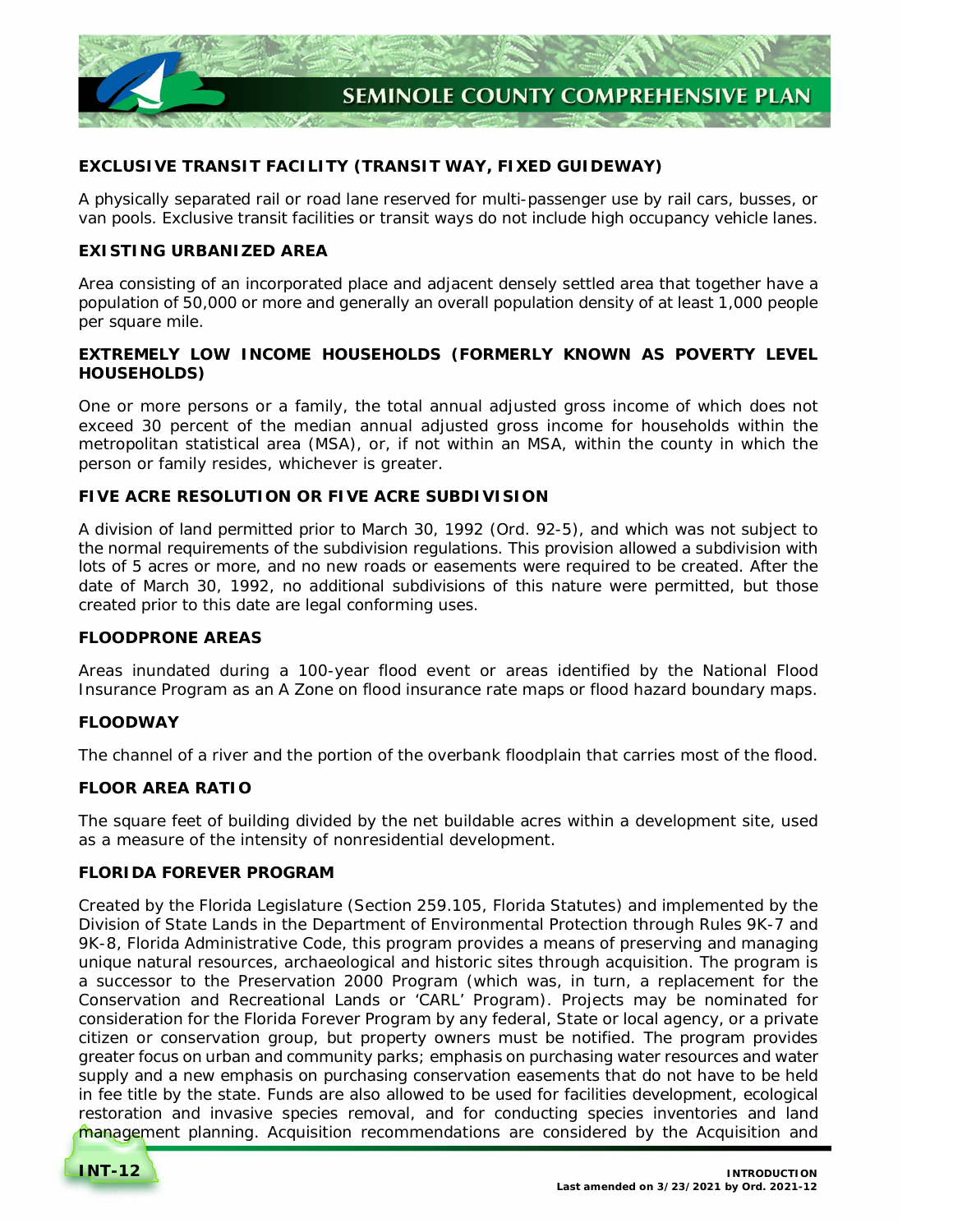**EXCLUSIVE TRANSIT FACILITY (TRANSIT WAY, FIXED GUIDEWAY)**

A physically separated rail or road lane reserved for multi-passenger use by rail cars, busses, or van pools. Exclusive transit facilities or transit ways do not include high occupancy vehicle lanes.

**EXISTING URBANIZED AREA**

Area consisting of an incorporated place and adjacent densely settled area that together have a population of 50,000 or more and generally an overall population density of at least 1,000 people per square mile.

**EXTREMELY LOW INCOME HOUSEHOLDS (FORMERLY KNOWN AS POVERTY LEVEL HOUSEHOLDS)**

One or more persons or a family, the total annual adjusted gross income of which does not exceed 30 percent of the median annual adjusted gross income for households within the metropolitan statistical area (MSA), or, if not within an MSA, within the county in which the person or family resides, whichever is greater.

**FIVE ACRE RESOLUTION OR FIVE ACRE SUBDIVISION**

A division of land permitted prior to March 30, 1992 (Ord. 92-5), and which was not subject to the normal requirements of the subdivision regulations. This provision allowed a subdivision with lots of 5 acres or more, and no new roads or easements were required to be created. After the date of March 30, 1992, no additional subdivisions of this nature were permitted, but those created prior to this date are legal conforming uses.

**FLOODPRONE AREAS**

Areas inundated during a 100-year flood event or areas identified by the National Flood Insurance Program as an A Zone on flood insurance rate maps or flood hazard boundary maps.

**FLOODWAY**

The channel of a river and the portion of the overbank floodplain that carries most of the flood.

**FLOOR AREA RATIO**

The square feet of building divided by the net buildable acres within a development site, used as a measure of the intensity of nonresidential development.

**FLORIDA FOREVER PROGRAM**

Created by the Florida Legislature (Section 259.105, Florida Statutes) and implemented by the Division of State Lands in the Department of Environmental Protection through Rules 9K-7 and 9K-8, Florida Administrative Code, this program provides a means of preserving and managing unique natural resources, archaeological and historic sites through acquisition. The program is a successor to the Preservation 2000 Program (which was, in turn, a replacement for the Conservation and Recreational Lands or 'CARL' Program). Projects may be nominated for consideration for the Florida Forever Program by any federal, State or local agency, or a private citizen or conservation group, but property owners must be notified. The program provides greater focus on urban and community parks; emphasis on purchasing water resources and water supply and a new emphasis on purchasing conservation easements that do not have to be held in fee title by the state. Funds are also allowed to be used for facilities development, ecological restoration and invasive species removal, and for conducting species inventories and land management planning. Acquisition recommendations are considered by the Acquisition and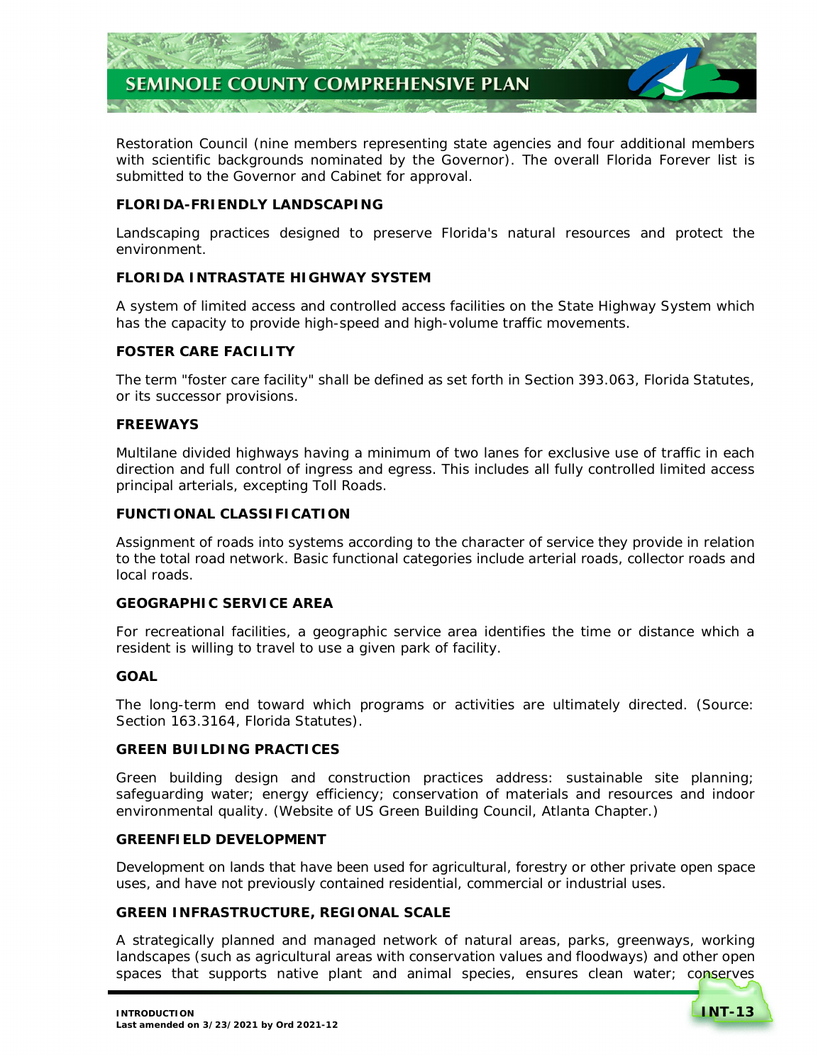Restoration Council (nine members representing state agencies and four additional members with scientific backgrounds nominated by the Governor). The overall Florida Forever list is submitted to the Governor and Cabinet for approval.

### FLORIDA-FRIENDLY LANDSCAPING

Landscaping practices designed to preserve Florida's natural resources and protect the environment.

### FLORIDA INTRASTATE HIGHWAY SYSTEM

A system of limited access and controlled access facilities on the State Highway System which has the capacity to provide high-speed and high-volume traffic movements.

### FOSTER CARE FACILITY

The term "foster care facility" shall be defined as set forth in Section 393.063, Florida Statutes, or its successor provisions.

### FREEWAYS

Multilane divided highways having a minimum of two lanes for exclusive use of traffic in each direction and full control of ingress and egress. This includes all fully controlled limited access principal arterials, excepting Toll Roads.

### FUNCTIONAL CLASSIFICATION

Assignment of roads into systems according to the character of service they provide in relation to the total road network. Basic functional categories include arterial roads, collector roads and local roads.

### GEOGRAPHIC SERVICE AREA

For recreational facilities, a geographic service area identifies the time or distance which a resident is willing to travel to use a given park of facility.

### GOAL

The long-term end toward which programs or activities are ultimately directed. (Source: Section 163.3164, Florida Statutes).

### GREEN BUILDING PRACTICES

Green building design and construction practices address: sustainable site planning; safeguarding water; energy efficiency; conservation of materials and resources and indoor environmental quality. (Website of US Green Building Council, Atlanta Chapter.)

### GREENFIELD DEVELOPMENT

Development on lands that have been used for agricultural, forestry or other private open space uses, and have not previously contained residential, commercial or industrial uses.

### GREEN INFRASTRUCTURE, REGIONAL SCALE

A strategically planned and managed network of natural areas, parks, greenways, working landscapes (such as agricultural areas with conservation values and floodways) and other open spaces that supports native plant and animal species, ensures clean water; conserves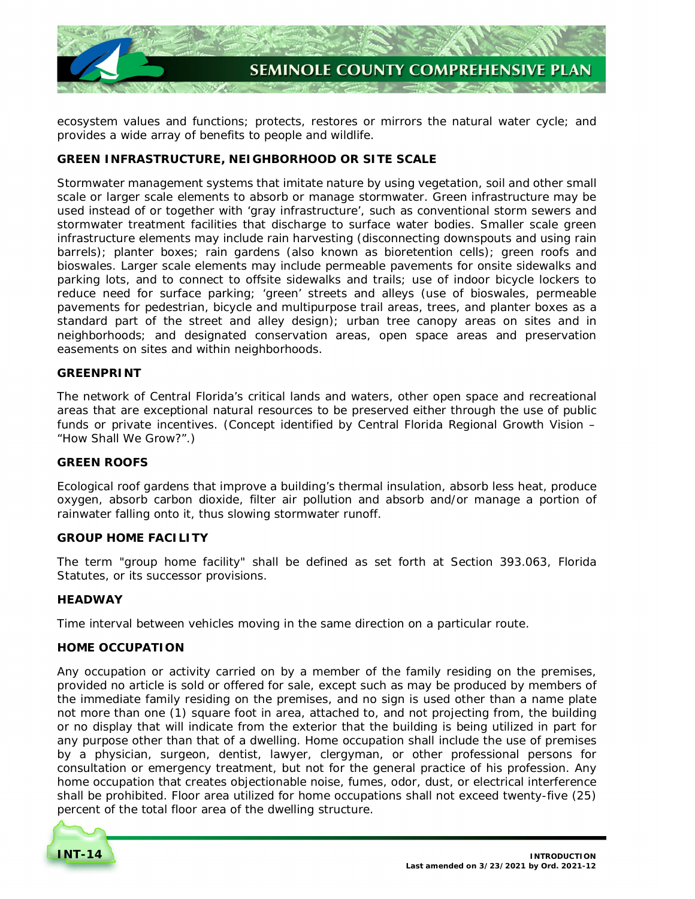ecosystem values and functions; protects, restores or mirrors the natural water cycle; and provides a wide array of benefits to people and wildlife.

**GREEN INFRASTRUCTURE, NEIGHBORHOOD OR SITE SCALE**

Stormwater management systems that imitate nature by using vegetation, soil and other small scale or larger scale elements to absorb or manage stormwater. Green infrastructure may be used instead of or together with 'gray infrastructure', such as conventional storm sewers and stormwater treatment facilities that discharge to surface water bodies. Smaller scale green infrastructure elements may include rain harvesting (disconnecting downspouts and using rain barrels); planter boxes; rain gardens (also known as bioretention cells); green roofs and bioswales. Larger scale elements may include permeable pavements for onsite sidewalks and parking lots, and to connect to offsite sidewalks and trails; use of indoor bicycle lockers to reduce need for surface parking; 'green' streets and alleys (use of bioswales, permeable pavements for pedestrian, bicycle and multipurpose trail areas, trees, and planter boxes as a standard part of the street and alley design); urban tree canopy areas on sites and in neighborhoods; and designated conservation areas, open space areas and preservation easements on sites and within neighborhoods.

**GREENPRINT**

The network of Central Florida's critical lands and waters, other open space and recreational areas that are exceptional natural resources to be preserved either through the use of public funds or private incentives. (Concept identified by Central Florida Regional Growth Vision – "How Shall We Grow?".)

**GREEN ROOFS**

Ecological roof gardens that improve a building's thermal insulation, absorb less heat, produce oxygen, absorb carbon dioxide, filter air pollution and absorb and/or manage a portion of rainwater falling onto it, thus slowing stormwater runoff.

**GROUP HOME FACILITY**

The term "group home facility" shall be defined as set forth at Section 393.063, Florida Statutes, or its successor provisions.

**HEADWAY**

Time interval between vehicles moving in the same direction on a particular route.

**HOME OCCUPATION**

Any occupation or activity carried on by a member of the family residing on the premises, provided no article is sold or offered for sale, except such as may be produced by members of the immediate family residing on the premises, and no sign is used other than a name plate not more than one (1) square foot in area, attached to, and not projecting from, the building or no display that will indicate from the exterior that the building is being utilized in part for any purpose other than that of a dwelling. Home occupation shall include the use of premises by a physician, surgeon, dentist, lawyer, clergyman, or other professional persons for consultation or emergency treatment, but not for the general practice of his profession. Any home occupation that creates objectionable noise, fumes, odor, dust, or electrical interference shall be prohibited. Floor area utilized for home occupations shall not exceed twenty-five (25) percent of the total floor area of the dwelling structure.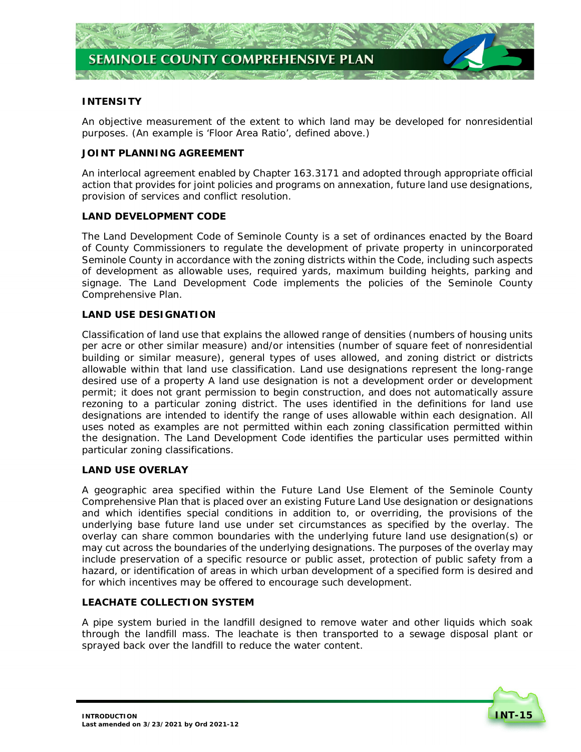### INTENSITY

An objective measurement of the extent to which land may be developed for nonresidential purposes. (An example is 'Floor Area Ratio', defined above.)

### JOINT PLANNING AGREEMENT

An interlocal agreement enabled by Chapter 163.3171 and adopted through appropriate official action that provides for joint policies and programs on annexation, future land use designations, provision of services and conflict resolution.

### LAND DEVELOPMENT CODE

The Land Development Code of Seminole County is a set of ordinances enacted by the Board of County Commissioners to regulate the development of private property in unincorporated Seminole County in accordance with the zoning districts within the Code, including such aspects of development as allowable uses, required yards, maximum building heights, parking and signage. The Land Development Code implements the policies of the Seminole County Comprehensive Plan.

### LAND USE DESIGNATION

Classification of land use that explains the allowed range of densities (numbers of housing units per acre or other similar measure) and/or intensities (number of square feet of nonresidential building or similar measure), general types of uses allowed, and zoning district or districts allowable within that land use classification. Land use designations represent the long-range desired use of a property A land use designation is not a development order or development permit; it does not grant permission to begin construction, and does not automatically assure rezoning to a particular zoning district. The uses identified in the definitions for land use designations are intended to identify the range of uses allowable within each designation. All uses noted as examples are not permitted within each zoning classification permitted within the designation. The Land Development Code identifies the particular uses permitted within particular zoning classifications.

### LAND USE OVERLAY

A geographic area specified within the Future Land Use Element of the Seminole County Comprehensive Plan that is placed over an existing Future Land Use designation or designations and which identifies special conditions in addition to, or overriding, the provisions of the underlying base future land use under set circumstances as specified by the overlay. The overlay can share common boundaries with the underlying future land use designation(s) or may cut across the boundaries of the underlying designations. The purposes of the overlay may include preservation of a specific resource or public asset, protection of public safety from a hazard, or identification of areas in which urban development of a specified form is desired and for which incentives may be offered to encourage such development.

### LEACHATE COLLECTION SYSTEM

A pipe system buried in the landfill designed to remove water and other liquids which soak through the landfill mass. The leachate is then transported to a sewage disposal plant or sprayed back over the landfill to reduce the water content.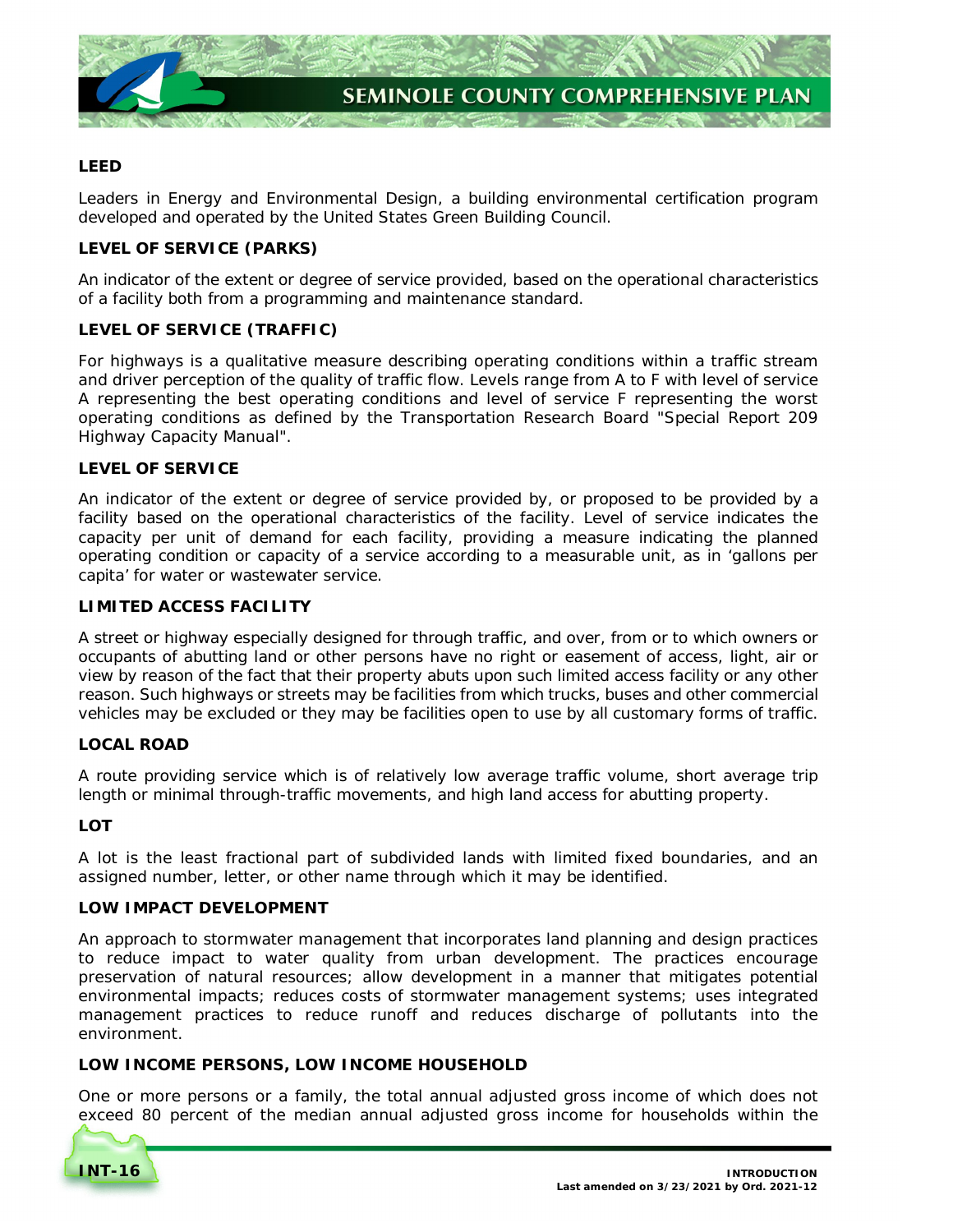**LEED**

Leaders in Energy and Environmental Design, a building environmental certification program developed and operated by the United States Green Building Council.

**LEVEL OF SERVICE (PARKS)**

An indicator of the extent or degree of service provided, based on the operational characteristics of a facility both from a programming and maintenance standard.

**LEVEL OF SERVICE (TRAFFIC)**

For highways is a qualitative measure describing operating conditions within a traffic stream and driver perception of the quality of traffic flow. Levels range from A to F with level of service A representing the best operating conditions and level of service F representing the worst operating conditions as defined by the Transportation Research Board "Special Report 209 Highway Capacity Manual".

**LEVEL OF SERVICE**

An indicator of the extent or degree of service provided by, or proposed to be provided by a facility based on the operational characteristics of the facility. Level of service indicates the capacity per unit of demand for each facility, providing a measure indicating the planned operating condition or capacity of a service according to a measurable unit, as in 'gallons per capita' for water or wastewater service.

**LIMITED ACCESS FACILITY**

A street or highway especially designed for through traffic, and over, from or to which owners or occupants of abutting land or other persons have no right or easement of access, light, air or view by reason of the fact that their property abuts upon such limited access facility or any other reason. Such highways or streets may be facilities from which trucks, buses and other commercial vehicles may be excluded or they may be facilities open to use by all customary forms of traffic.

**LOCAL ROAD**

A route providing service which is of relatively low average traffic volume, short average trip length or minimal through-traffic movements, and high land access for abutting property.

**LOT**

A lot is the least fractional part of subdivided lands with limited fixed boundaries, and an assigned number, letter, or other name through which it may be identified.

**LOW IMPACT DEVELOPMENT**

An approach to stormwater management that incorporates land planning and design practices to reduce impact to water quality from urban development. The practices encourage preservation of natural resources; allow development in a manner that mitigates potential environmental impacts; reduces costs of stormwater management systems; uses integrated management practices to reduce runoff and reduces discharge of pollutants into the environment.

**LOW INCOME PERSONS, LOW INCOME HOUSEHOLD**

One or more persons or a family, the total annual adjusted gross income of which does not exceed 80 percent of the median annual adjusted gross income for households within the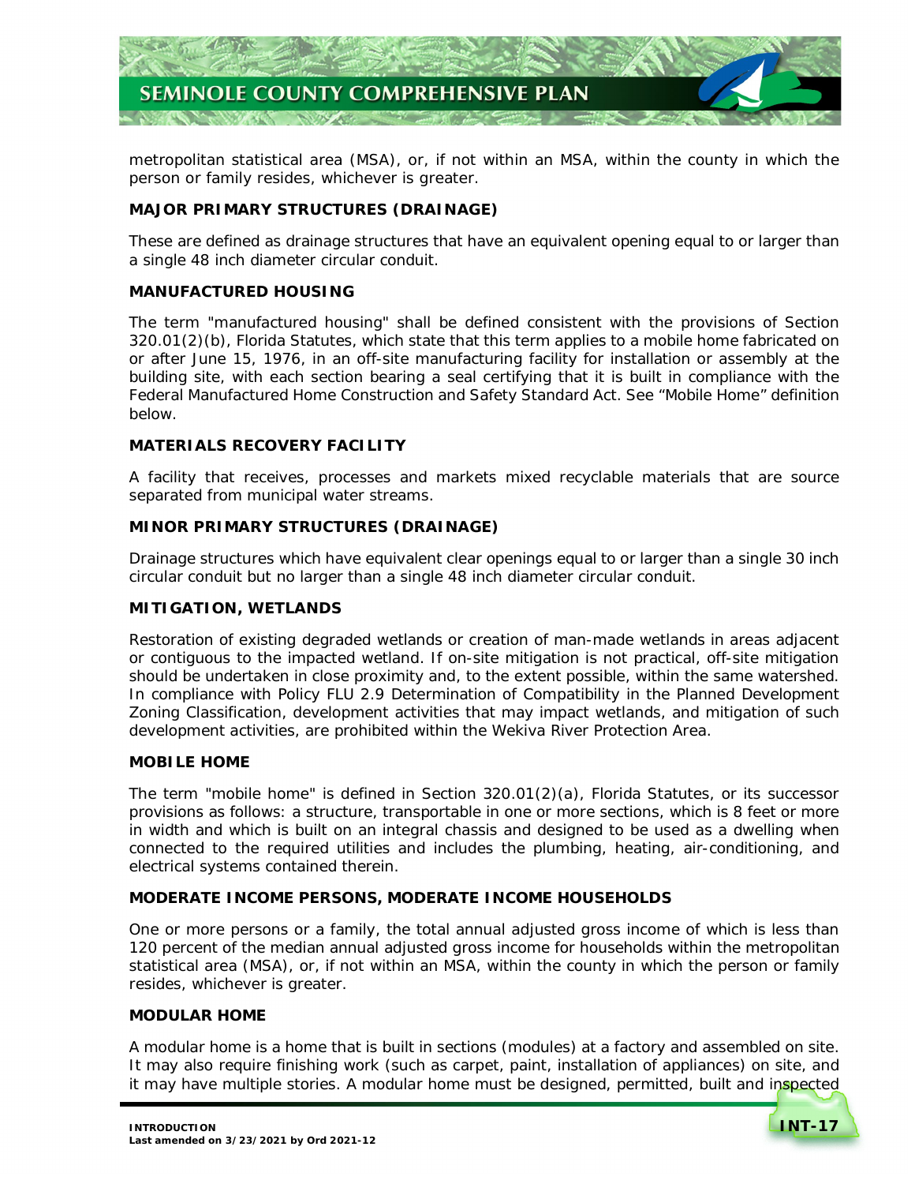metropolitan statistical area (MSA), or, if not within an MSA, within the county in which the person or family resides, whichever is greater.

### MAJOR PRIMARY STRUCTURES (DRAINAGE)

These are defined as drainage structures that have an equivalent opening equal to or larger than a single 48 inch diameter circular conduit.

### MANUFACTURED HOUSING

The term "manufactured housing" shall be defined consistent with the provisions of Section 320.01(2)(b), Florida Statutes, which state that this term applies to a mobile home fabricated on or after June 15, 1976, in an off-site manufacturing facility for installation or assembly at the building site, with each section bearing a seal certifying that it is built in compliance with the Federal Manufactured Home Construction and Safety Standard Act. See "Mobile Home" definition below.

### MATERIALS RECOVERY FACILITY

A facility that receives, processes and markets mixed recyclable materials that are source separated from municipal water streams.

### MINOR PRIMARY STRUCTURES (DRAINAGE)

Drainage structures which have equivalent clear openings equal to or larger than a single 30 inch circular conduit but no larger than a single 48 inch diameter circular conduit.

### MITIGATION, WETLANDS

Restoration of existing degraded wetlands or creation of man-made wetlands in areas adjacent or contiguous to the impacted wetland. If on-site mitigation is not practical, off-site mitigation should be undertaken in close proximity and, to the extent possible, within the same watershed. In compliance with Policy FLU 2.9 Determination of Compatibility in the Planned Development Zoning Classification, development activities that may impact wetlands, and mitigation of such development activities, are prohibited within the Wekiva River Protection Area.

### MOBILE HOME

The term "mobile home" is defined in Section 320.01(2)(a), Florida Statutes, or its successor provisions as follows: a structure, transportable in one or more sections, which is 8 feet or more in width and which is built on an integral chassis and designed to be used as a dwelling when connected to the required utilities and includes the plumbing, heating, air-conditioning, and electrical systems contained therein.

### MODERATE INCOME PERSONS, MODERATE INCOME HOUSEHOLDS

One or more persons or a family, the total annual adjusted gross income of which is less than 120 percent of the median annual adjusted gross income for households within the metropolitan statistical area (MSA), or, if not within an MSA, within the county in which the person or family resides, whichever is greater.

### MODULAR HOME

A modular home is a home that is built in sections (modules) at a factory and assembled on site. It may also require finishing work (such as carpet, paint, installation of appliances) on site, and it may have multiple stories. A modular home must be designed, permitted, built and inspected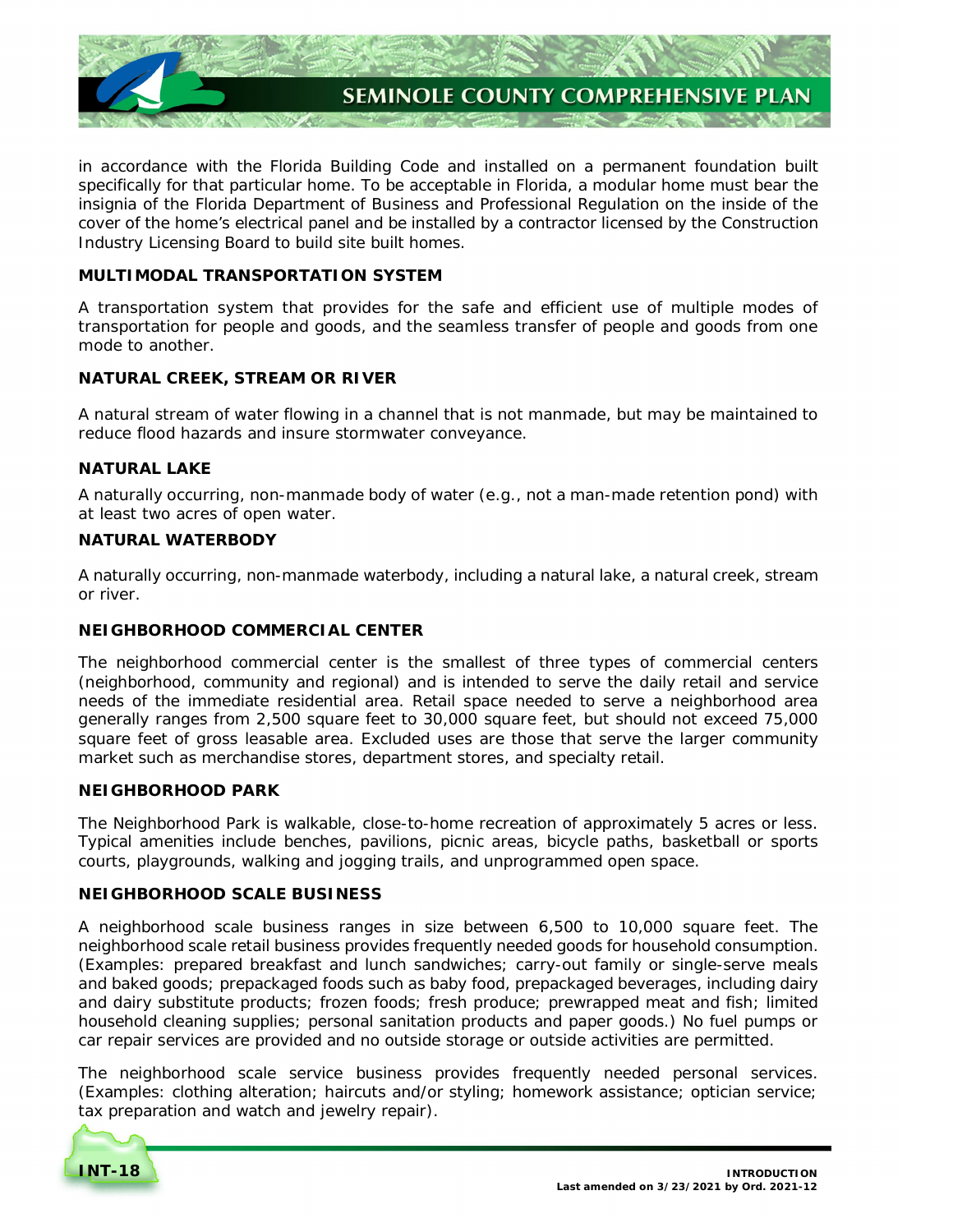in accordance with the Florida Building Code and installed on a permanent foundation built specifically for that particular home. To be acceptable in Florida, a modular home must bear the insignia of the Florida Department of Business and Professional Regulation on the inside of the cover of the home's electrical panel and be installed by a contractor licensed by the Construction Industry Licensing Board to build site built homes.

**MULTIMODAL TRANSPORTATION SYSTEM**

A transportation system that provides for the safe and efficient use of multiple modes of transportation for people and goods, and the seamless transfer of people and goods from one mode to another.

**NATURAL CREEK, STREAM OR RIVER**

A natural stream of water flowing in a channel that is not manmade, but may be maintained to reduce flood hazards and insure stormwater conveyance.

**NATURAL LAKE**

A naturally occurring, non-manmade body of water (e.g., not a man-made retention pond) with at least two acres of open water.

**NATURAL WATERBODY**

A naturally occurring, non-manmade waterbody, including a natural lake, a natural creek, stream or river.

**NEIGHBORHOOD COMMERCIAL CENTER**

The neighborhood commercial center is the smallest of three types of commercial centers (neighborhood, community and regional) and is intended to serve the daily retail and service needs of the immediate residential area. Retail space needed to serve a neighborhood area generally ranges from 2,500 square feet to 30,000 square feet, but should not exceed 75,000 square feet of gross leasable area. Excluded uses are those that serve the larger community market such as merchandise stores, department stores, and specialty retail.

**NEIGHBORHOOD PARK**

The Neighborhood Park is walkable, close-to-home recreation of approximately 5 acres or less. Typical amenities include benches, pavilions, picnic areas, bicycle paths, basketball or sports courts, playgrounds, walking and jogging trails, and unprogrammed open space.

**NEIGHBORHOOD SCALE BUSINESS**

A neighborhood scale business ranges in size between 6,500 to 10,000 square feet. The neighborhood scale retail business provides frequently needed goods for household consumption. (Examples: prepared breakfast and lunch sandwiches; carry-out family or single-serve meals and baked goods; prepackaged foods such as baby food, prepackaged beverages, including dairy and dairy substitute products; frozen foods; fresh produce; prewrapped meat and fish; limited household cleaning supplies; personal sanitation products and paper goods.) No fuel pumps or car repair services are provided and no outside storage or outside activities are permitted.

The neighborhood scale service business provides frequently needed personal services. (Examples: clothing alteration; haircuts and/or styling; homework assistance; optician service; tax preparation and watch and jewelry repair).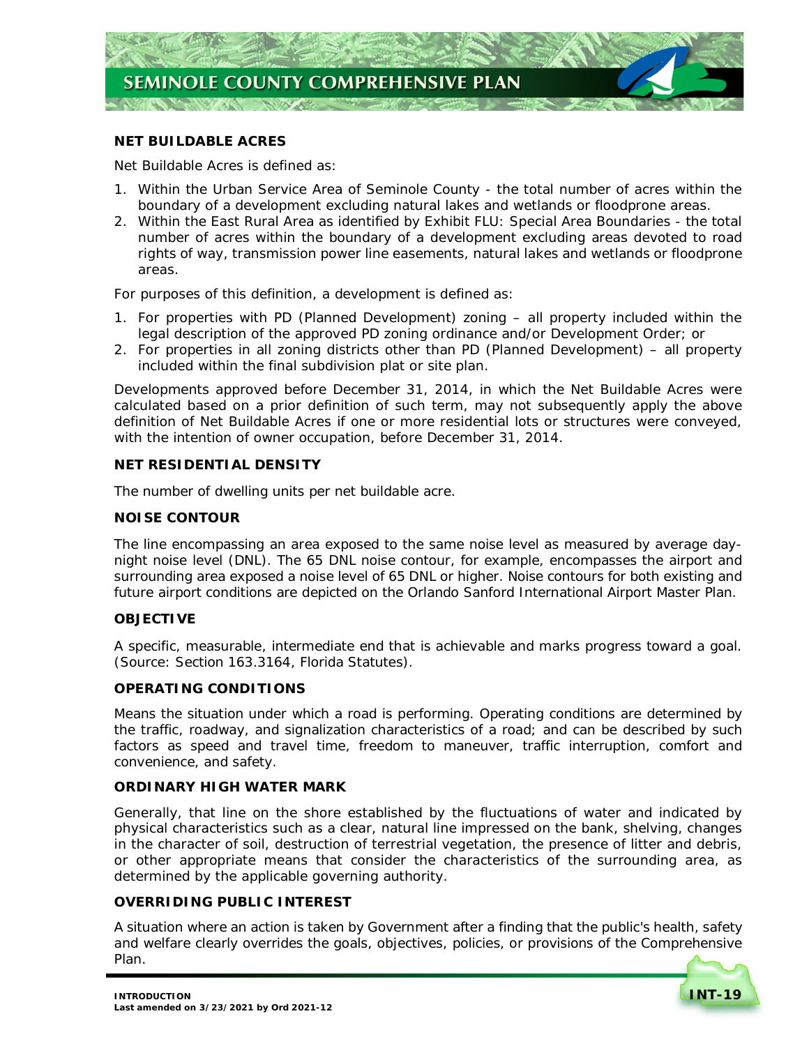### NET BUILDABLE ACRES

Net Buildable Acres is defined as:

1. Within the Urban Service Area of Seminole County - the total number of acres within the boundary of a development excluding natural lakes and wetlands or floodprone areas.
2. Within the East Rural Area as identified by Exhibit FLU: Special Area Boundaries - the total number of acres within the boundary of a development excluding areas devoted to road rights of way, transmission power line easements, natural lakes and wetlands or floodprone areas.

For purposes of this definition, a development is defined as:

1. For properties with PD (Planned Development) zoning – all property included within the legal description of the approved PD zoning ordinance and/or Development Order; or
2. For properties in all zoning districts other than PD (Planned Development) – all property included within the final subdivision plat or site plan.

Developments approved before December 31, 2014, in which the Net Buildable Acres were calculated based on a prior definition of such term, may not subsequently apply the above definition of Net Buildable Acres if one or more residential lots or structures were conveyed, with the intention of owner occupation, before December 31, 2014.

### NET RESIDENTIAL DENSITY

The number of dwelling units per net buildable acre.

### NOISE CONTOUR

The line encompassing an area exposed to the same noise level as measured by average day-night noise level (DNL). The 65 DNL noise contour, for example, encompasses the airport and surrounding area exposed a noise level of 65 DNL or higher. Noise contours for both existing and future airport conditions are depicted on the Orlando Sanford International Airport Master Plan.

### OBJECTIVE

A specific, measurable, intermediate end that is achievable and marks progress toward a goal. (Source: Section 163.3164, Florida Statutes).

### OPERATING CONDITIONS

Means the situation under which a road is performing. Operating conditions are determined by the traffic, roadway, and signalization characteristics of a road; and can be described by such factors as speed and travel time, freedom to maneuver, traffic interruption, comfort and convenience, and safety.

### ORDINARY HIGH WATER MARK

Generally, that line on the shore established by the fluctuations of water and indicated by physical characteristics such as a clear, natural line impressed on the bank, shelving, changes in the character of soil, destruction of terrestrial vegetation, the presence of litter and debris, or other appropriate means that consider the characteristics of the surrounding area, as determined by the applicable governing authority.

### OVERRIDING PUBLIC INTEREST

A situation where an action is taken by Government after a finding that the public's health, safety and welfare clearly overrides the goals, objectives, policies, or provisions of the Comprehensive Plan.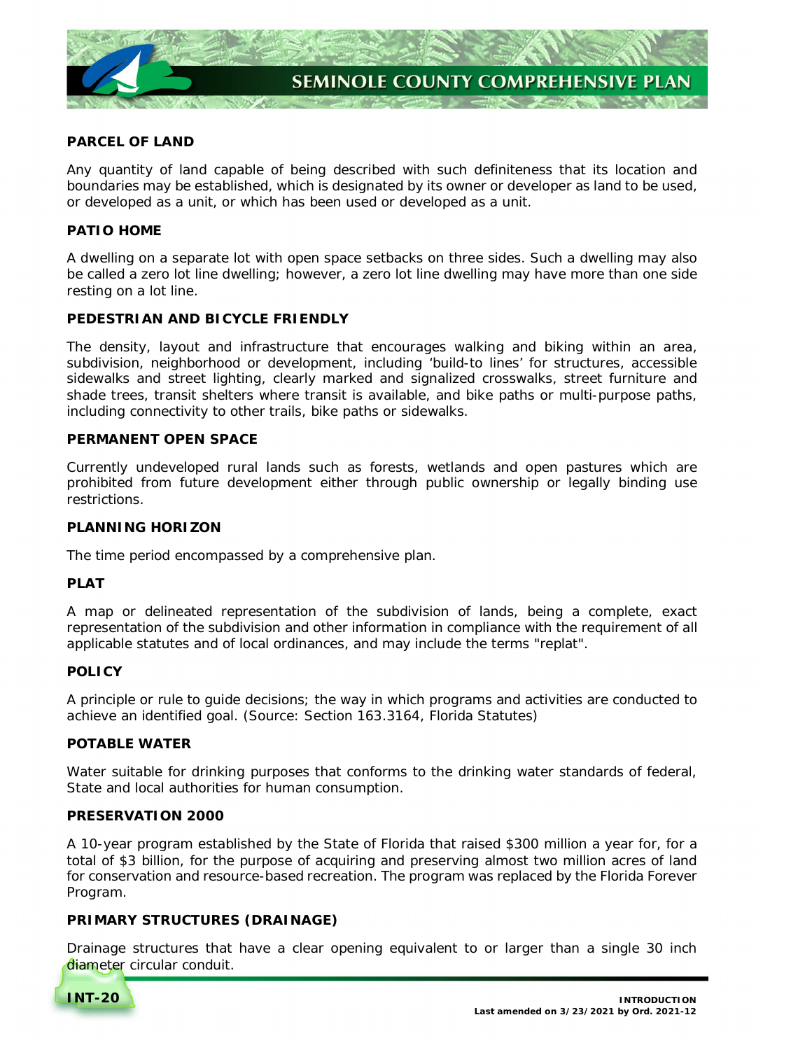**PARCEL OF LAND**

Any quantity of land capable of being described with such definiteness that its location and boundaries may be established, which is designated by its owner or developer as land to be used, or developed as a unit, or which has been used or developed as a unit.

**PATIO HOME**

A dwelling on a separate lot with open space setbacks on three sides. Such a dwelling may also be called a zero lot line dwelling; however, a zero lot line dwelling may have more than one side resting on a lot line.

**PEDESTRIAN AND BICYCLE FRIENDLY**

The density, layout and infrastructure that encourages walking and biking within an area, subdivision, neighborhood or development, including 'build-to lines' for structures, accessible sidewalks and street lighting, clearly marked and signalized crosswalks, street furniture and shade trees, transit shelters where transit is available, and bike paths or multi-purpose paths, including connectivity to other trails, bike paths or sidewalks.

**PERMANENT OPEN SPACE**

Currently undeveloped rural lands such as forests, wetlands and open pastures which are prohibited from future development either through public ownership or legally binding use restrictions.

**PLANNING HORIZON**

The time period encompassed by a comprehensive plan.

**PLAT**

A map or delineated representation of the subdivision of lands, being a complete, exact representation of the subdivision and other information in compliance with the requirement of all applicable statutes and of local ordinances, and may include the terms "replat".

**POLICY**

A principle or rule to guide decisions; the way in which programs and activities are conducted to achieve an identified goal. (Source: Section 163.3164, Florida Statutes)

**POTABLE WATER**

Water suitable for drinking purposes that conforms to the drinking water standards of federal, State and local authorities for human consumption.

**PRESERVATION 2000**

A 10-year program established by the State of Florida that raised $300 million a year for, for a total of $3 billion, for the purpose of acquiring and preserving almost two million acres of land for conservation and resource-based recreation. The program was replaced by the Florida Forever Program.

**PRIMARY STRUCTURES (DRAINAGE)**

Drainage structures that have a clear opening equivalent to or larger than a single 30 inch diameter circular conduit.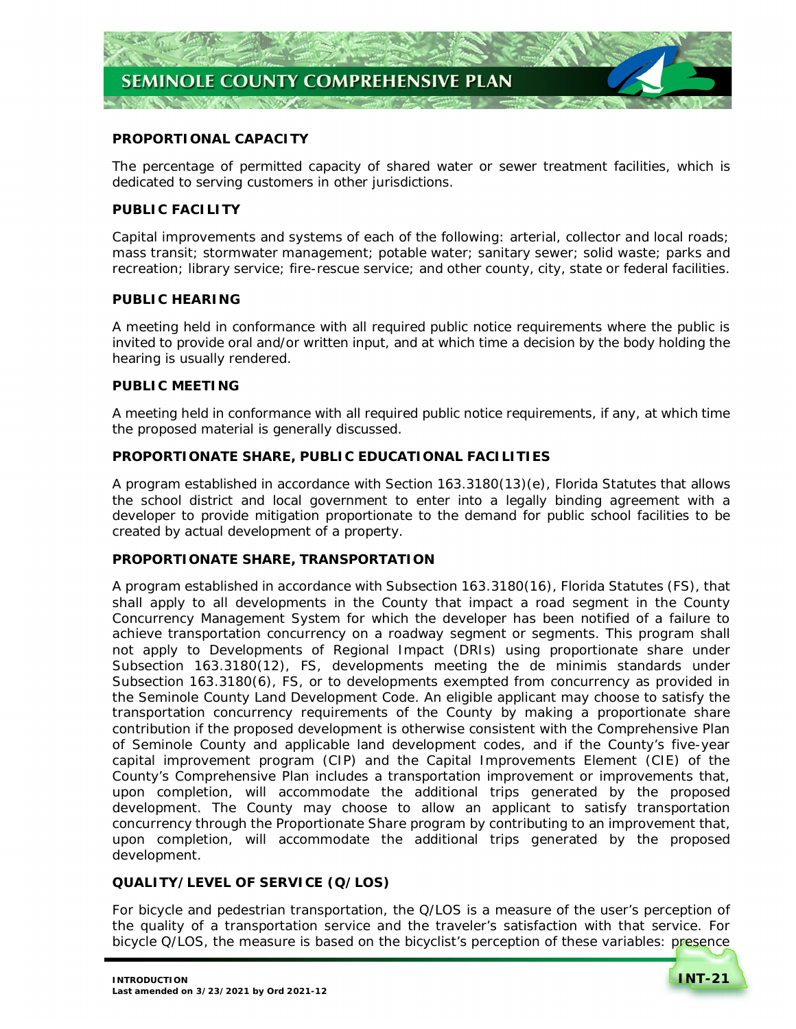### PROPORTIONAL CAPACITY

The percentage of permitted capacity of shared water or sewer treatment facilities, which is dedicated to serving customers in other jurisdictions.

### PUBLIC FACILITY

Capital improvements and systems of each of the following: arterial, collector and local roads; mass transit; stormwater management; potable water; sanitary sewer; solid waste; parks and recreation; library service; fire-rescue service; and other county, city, state or federal facilities.

### PUBLIC HEARING

A meeting held in conformance with all required public notice requirements where the public is invited to provide oral and/or written input, and at which time a decision by the body holding the hearing is usually rendered.

### PUBLIC MEETING

A meeting held in conformance with all required public notice requirements, if any, at which time the proposed material is generally discussed.

### PROPORTIONATE SHARE, PUBLIC EDUCATIONAL FACILITIES

A program established in accordance with Section 163.3180(13)(e), Florida Statutes that allows the school district and local government to enter into a legally binding agreement with a developer to provide mitigation proportionate to the demand for public school facilities to be created by actual development of a property.

### PROPORTIONATE SHARE, TRANSPORTATION

A program established in accordance with Subsection 163.3180(16), Florida Statutes (FS), that shall apply to all developments in the County that impact a road segment in the County Concurrency Management System for which the developer has been notified of a failure to achieve transportation concurrency on a roadway segment or segments. This program shall not apply to Developments of Regional Impact (DRIs) using proportionate share under Subsection 163.3180(12), FS, developments meeting the de minimis standards under Subsection 163.3180(6), FS, or to developments exempted from concurrency as provided in the Seminole County Land Development Code. An eligible applicant may choose to satisfy the transportation concurrency requirements of the County by making a proportionate share contribution if the proposed development is otherwise consistent with the Comprehensive Plan of Seminole County and applicable land development codes, and if the County's five-year capital improvement program (CIP) and the Capital Improvements Element (CIE) of the County's Comprehensive Plan includes a transportation improvement or improvements that, upon completion, will accommodate the additional trips generated by the proposed development. The County may choose to allow an applicant to satisfy transportation concurrency through the Proportionate Share program by contributing to an improvement that, upon completion, will accommodate the additional trips generated by the proposed development.

### QUALITY/LEVEL OF SERVICE (Q/LOS)

For bicycle and pedestrian transportation, the Q/LOS is a measure of the user's perception of the quality of a transportation service and the traveler's satisfaction with that service. For bicycle Q/LOS, the measure is based on the bicyclist's perception of these variables: presence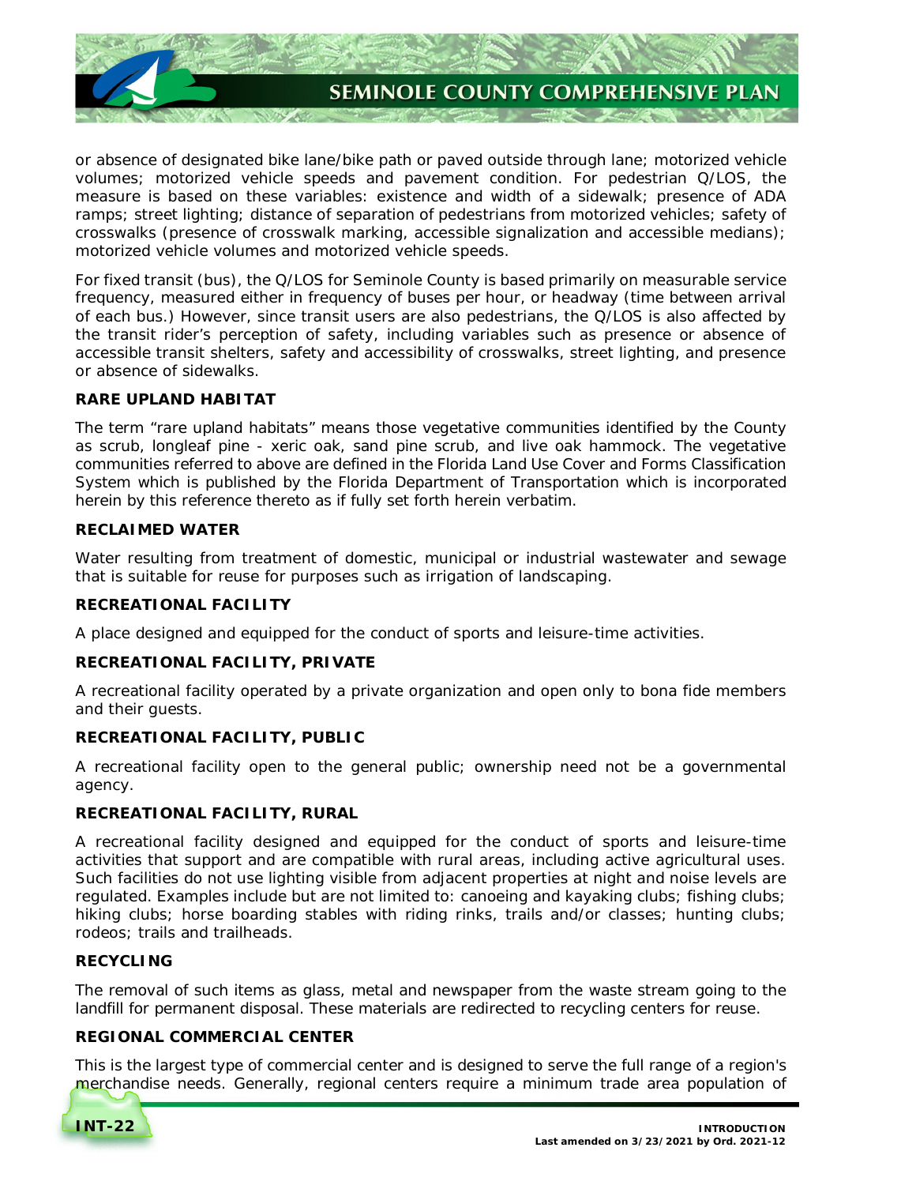or absence of designated bike lane/bike path or paved outside through lane; motorized vehicle volumes; motorized vehicle speeds and pavement condition. For pedestrian Q/LOS, the measure is based on these variables: existence and width of a sidewalk; presence of ADA ramps; street lighting; distance of separation of pedestrians from motorized vehicles; safety of crosswalks (presence of crosswalk marking, accessible signalization and accessible medians); motorized vehicle volumes and motorized vehicle speeds.

For fixed transit (bus), the Q/LOS for Seminole County is based primarily on measurable service frequency, measured either in frequency of buses per hour, or headway (time between arrival of each bus.) However, since transit users are also pedestrians, the Q/LOS is also affected by the transit rider's perception of safety, including variables such as presence or absence of accessible transit shelters, safety and accessibility of crosswalks, street lighting, and presence or absence of sidewalks.

**RARE UPLAND HABITAT**

The term "rare upland habitats" means those vegetative communities identified by the County as scrub, longleaf pine - xeric oak, sand pine scrub, and live oak hammock. The vegetative communities referred to above are defined in the Florida Land Use Cover and Forms Classification System which is published by the Florida Department of Transportation which is incorporated herein by this reference thereto as if fully set forth herein verbatim.

**RECLAIMED WATER**

Water resulting from treatment of domestic, municipal or industrial wastewater and sewage that is suitable for reuse for purposes such as irrigation of landscaping.

**RECREATIONAL FACILITY**

A place designed and equipped for the conduct of sports and leisure-time activities.

**RECREATIONAL FACILITY, PRIVATE**

A recreational facility operated by a private organization and open only to bona fide members and their guests.

**RECREATIONAL FACILITY, PUBLIC**

A recreational facility open to the general public; ownership need not be a governmental agency.

**RECREATIONAL FACILITY, RURAL**

A recreational facility designed and equipped for the conduct of sports and leisure-time activities that support and are compatible with rural areas, including active agricultural uses. Such facilities do not use lighting visible from adjacent properties at night and noise levels are regulated. Examples include but are not limited to: canoeing and kayaking clubs; fishing clubs; hiking clubs; horse boarding stables with riding rinks, trails and/or classes; hunting clubs; rodeos; trails and trailheads.

**RECYCLING**

The removal of such items as glass, metal and newspaper from the waste stream going to the landfill for permanent disposal. These materials are redirected to recycling centers for reuse.

**REGIONAL COMMERCIAL CENTER**

This is the largest type of commercial center and is designed to serve the full range of a region's merchandise needs. Generally, regional centers require a minimum trade area population of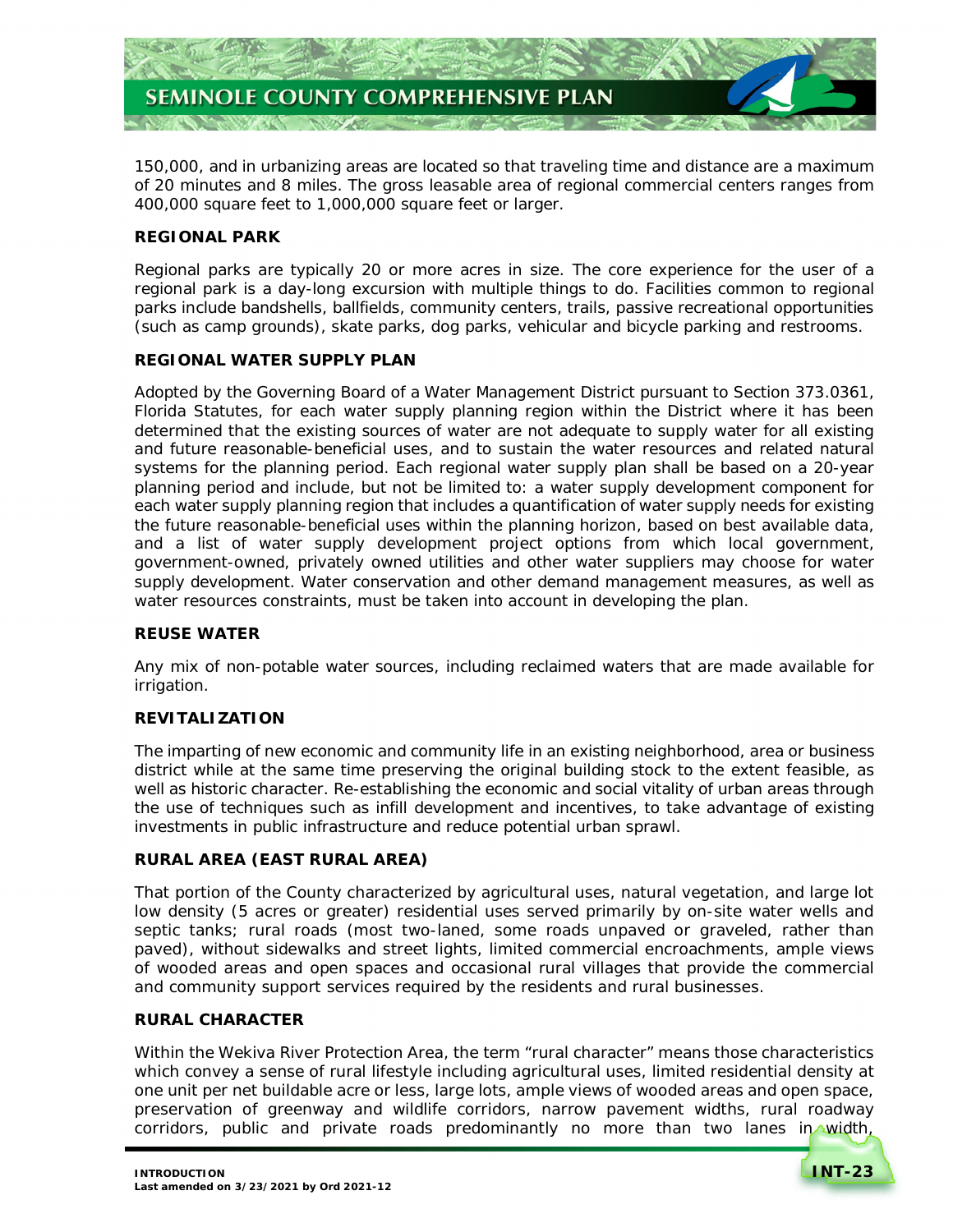150,000, and in urbanizing areas are located so that traveling time and distance are a maximum of 20 minutes and 8 miles. The gross leasable area of regional commercial centers ranges from 400,000 square feet to 1,000,000 square feet or larger.

**REGIONAL PARK**

Regional parks are typically 20 or more acres in size. The core experience for the user of a regional park is a day-long excursion with multiple things to do. Facilities common to regional parks include bandshells, ballfields, community centers, trails, passive recreational opportunities (such as camp grounds), skate parks, dog parks, vehicular and bicycle parking and restrooms.

**REGIONAL WATER SUPPLY PLAN**

Adopted by the Governing Board of a Water Management District pursuant to Section 373.0361, Florida Statutes, for each water supply planning region within the District where it has been determined that the existing sources of water are not adequate to supply water for all existing and future reasonable-beneficial uses, and to sustain the water resources and related natural systems for the planning period. Each regional water supply plan shall be based on a 20-year planning period and include, but not be limited to: a water supply development component for each water supply planning region that includes a quantification of water supply needs for existing the future reasonable-beneficial uses within the planning horizon, based on best available data, and a list of water supply development project options from which local government, government-owned, privately owned utilities and other water suppliers may choose for water supply development. Water conservation and other demand management measures, as well as water resources constraints, must be taken into account in developing the plan.

**REUSE WATER**

Any mix of non-potable water sources, including reclaimed waters that are made available for irrigation.

**REVITALIZATION**

The imparting of new economic and community life in an existing neighborhood, area or business district while at the same time preserving the original building stock to the extent feasible, as well as historic character. Re-establishing the economic and social vitality of urban areas through the use of techniques such as infill development and incentives, to take advantage of existing investments in public infrastructure and reduce potential urban sprawl.

**RURAL AREA (EAST RURAL AREA)**

That portion of the County characterized by agricultural uses, natural vegetation, and large lot low density (5 acres or greater) residential uses served primarily by on-site water wells and septic tanks; rural roads (most two-laned, some roads unpaved or graveled, rather than paved), without sidewalks and street lights, limited commercial encroachments, ample views of wooded areas and open spaces and occasional rural villages that provide the commercial and community support services required by the residents and rural businesses.

**RURAL CHARACTER**

Within the Wekiva River Protection Area, the term "rural character" means those characteristics which convey a sense of rural lifestyle including agricultural uses, limited residential density at one unit per net buildable acre or less, large lots, ample views of wooded areas and open space, preservation of greenway and wildlife corridors, narrow pavement widths, rural roadway corridors, public and private roads predominantly no more than two lanes in width,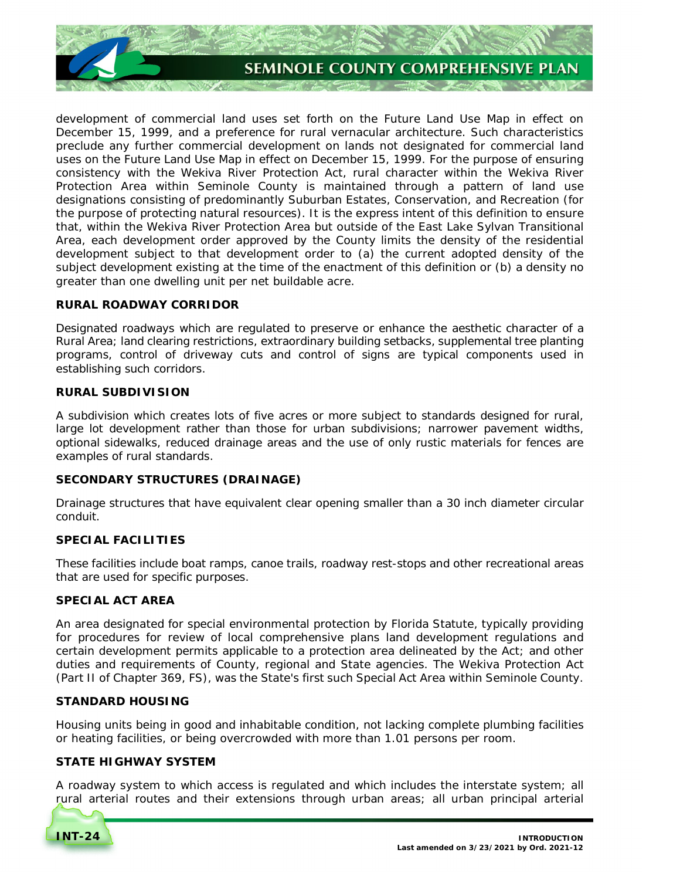development of commercial land uses set forth on the Future Land Use Map in effect on December 15, 1999, and a preference for rural vernacular architecture. Such characteristics preclude any further commercial development on lands not designated for commercial land uses on the Future Land Use Map in effect on December 15, 1999. For the purpose of ensuring consistency with the Wekiva River Protection Act, rural character within the Wekiva River Protection Area within Seminole County is maintained through a pattern of land use designations consisting of predominantly Suburban Estates, Conservation, and Recreation (for the purpose of protecting natural resources). It is the express intent of this definition to ensure that, within the Wekiva River Protection Area but outside of the East Lake Sylvan Transitional Area, each development order approved by the County limits the density of the residential development subject to that development order to (a) the current adopted density of the subject development existing at the time of the enactment of this definition or (b) a density no greater than one dwelling unit per net buildable acre.

**RURAL ROADWAY CORRIDOR**

Designated roadways which are regulated to preserve or enhance the aesthetic character of a Rural Area; land clearing restrictions, extraordinary building setbacks, supplemental tree planting programs, control of driveway cuts and control of signs are typical components used in establishing such corridors.

**RURAL SUBDIVISION**

A subdivision which creates lots of five acres or more subject to standards designed for rural, large lot development rather than those for urban subdivisions; narrower pavement widths, optional sidewalks, reduced drainage areas and the use of only rustic materials for fences are examples of rural standards.

**SECONDARY STRUCTURES (DRAINAGE)**

Drainage structures that have equivalent clear opening smaller than a 30 inch diameter circular conduit.

**SPECIAL FACILITIES**

These facilities include boat ramps, canoe trails, roadway rest-stops and other recreational areas that are used for specific purposes.

**SPECIAL ACT AREA**

An area designated for special environmental protection by Florida Statute, typically providing for procedures for review of local comprehensive plans land development regulations and certain development permits applicable to a protection area delineated by the Act; and other duties and requirements of County, regional and State agencies. The Wekiva Protection Act (Part II of Chapter 369, FS), was the State's first such Special Act Area within Seminole County.

**STANDARD HOUSING**

Housing units being in good and inhabitable condition, not lacking complete plumbing facilities or heating facilities, or being overcrowded with more than 1.01 persons per room.

**STATE HIGHWAY SYSTEM**

A roadway system to which access is regulated and which includes the interstate system; all rural arterial routes and their extensions through urban areas; all urban principal arterial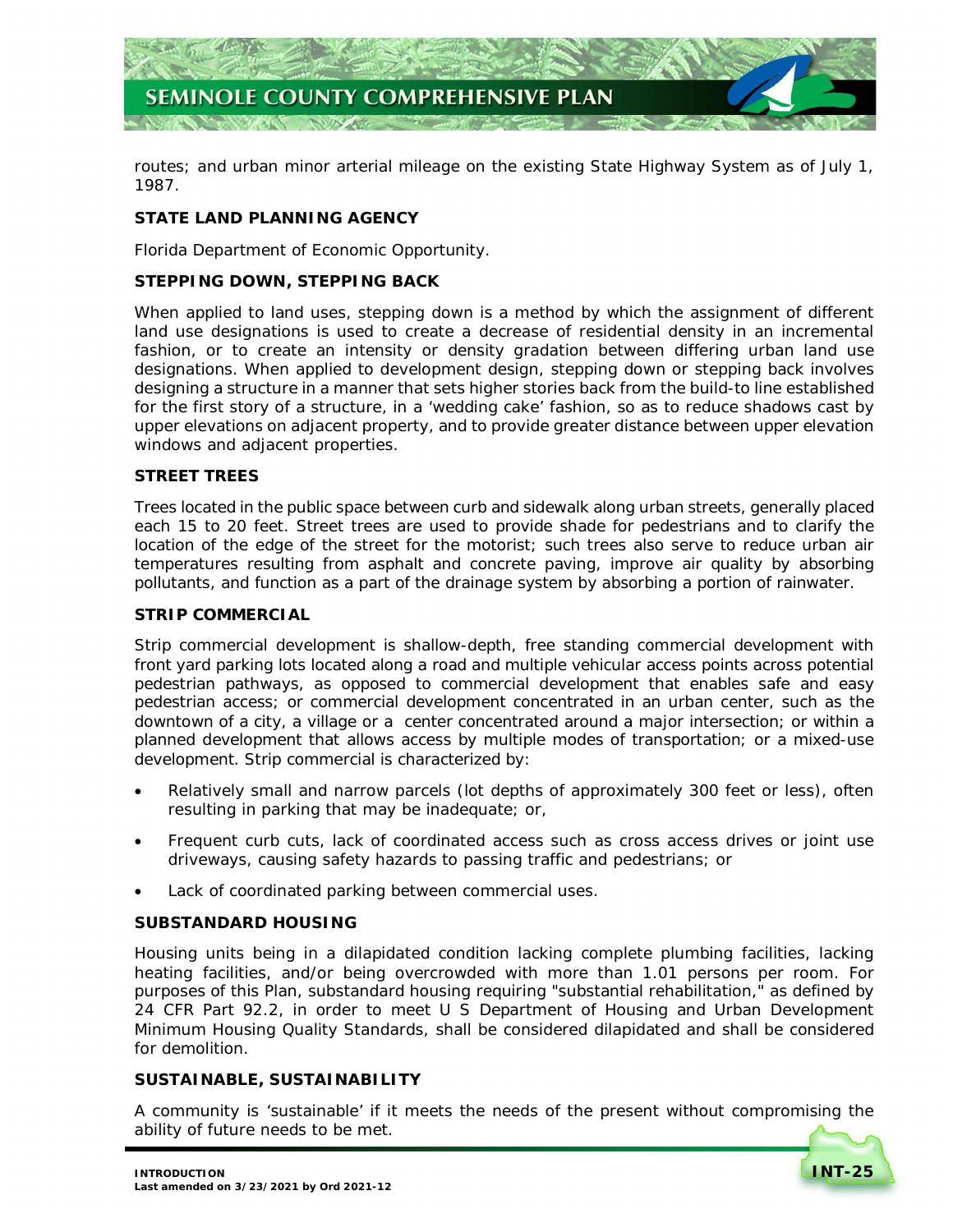routes; and urban minor arterial mileage on the existing State Highway System as of July 1, 1987.

**STATE LAND PLANNING AGENCY**

Florida Department of Economic Opportunity.

**STEPPING DOWN, STEPPING BACK**

When applied to land uses, stepping down is a method by which the assignment of different land use designations is used to create a decrease of residential density in an incremental fashion, or to create an intensity or density gradation between differing urban land use designations. When applied to development design, stepping down or stepping back involves designing a structure in a manner that sets higher stories back from the build-to line established for the first story of a structure, in a 'wedding cake' fashion, so as to reduce shadows cast by upper elevations on adjacent property, and to provide greater distance between upper elevation windows and adjacent properties.

**STREET TREES**

Trees located in the public space between curb and sidewalk along urban streets, generally placed each 15 to 20 feet. Street trees are used to provide shade for pedestrians and to clarify the location of the edge of the street for the motorist; such trees also serve to reduce urban air temperatures resulting from asphalt and concrete paving, improve air quality by absorbing pollutants, and function as a part of the drainage system by absorbing a portion of rainwater.

**STRIP COMMERCIAL**

Strip commercial development is shallow-depth, free standing commercial development with front yard parking lots located along a road and multiple vehicular access points across potential pedestrian pathways, as opposed to commercial development that enables safe and easy pedestrian access; or commercial development concentrated in an urban center, such as the downtown of a city, a village or a center concentrated around a major intersection; or within a planned development that allows access by multiple modes of transportation; or a mixed-use development. Strip commercial is characterized by:

- Relatively small and narrow parcels (lot depths of approximately 300 feet or less), often resulting in parking that may be inadequate; or,
- Frequent curb cuts, lack of coordinated access such as cross access drives or joint use driveways, causing safety hazards to passing traffic and pedestrians; or
- Lack of coordinated parking between commercial uses.

**SUBSTANDARD HOUSING**

Housing units being in a dilapidated condition lacking complete plumbing facilities, lacking heating facilities, and/or being overcrowded with more than 1.01 persons per room. For purposes of this Plan, substandard housing requiring "substantial rehabilitation," as defined by 24 CFR Part 92.2, in order to meet U S Department of Housing and Urban Development Minimum Housing Quality Standards, shall be considered dilapidated and shall be considered for demolition.

**SUSTAINABLE, SUSTAINABILITY**

A community is 'sustainable' if it meets the needs of the present without compromising the ability of future needs to be met.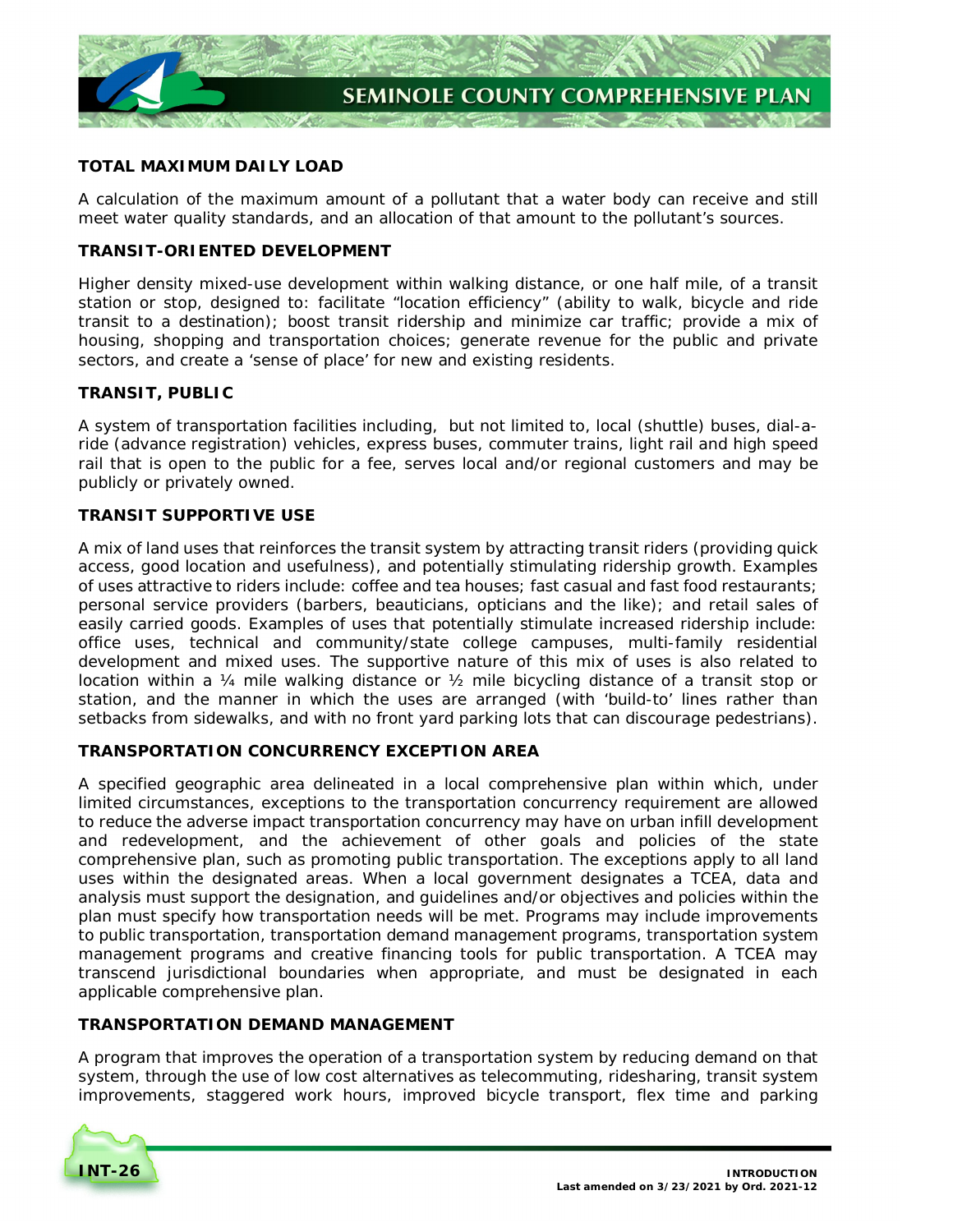**TOTAL MAXIMUM DAILY LOAD**

A calculation of the maximum amount of a pollutant that a water body can receive and still meet water quality standards, and an allocation of that amount to the pollutant's sources.

**TRANSIT-ORIENTED DEVELOPMENT**

Higher density mixed-use development within walking distance, or one half mile, of a transit station or stop, designed to: facilitate "location efficiency" (ability to walk, bicycle and ride transit to a destination); boost transit ridership and minimize car traffic; provide a mix of housing, shopping and transportation choices; generate revenue for the public and private sectors, and create a 'sense of place' for new and existing residents.

**TRANSIT, PUBLIC**

A system of transportation facilities including, but not limited to, local (shuttle) buses, dial-a-ride (advance registration) vehicles, express buses, commuter trains, light rail and high speed rail that is open to the public for a fee, serves local and/or regional customers and may be publicly or privately owned.

**TRANSIT SUPPORTIVE USE**

A mix of land uses that reinforces the transit system by attracting transit riders (providing quick access, good location and usefulness), and potentially stimulating ridership growth. Examples of uses attractive to riders include: coffee and tea houses; fast casual and fast food restaurants; personal service providers (barbers, beauticians, opticians and the like); and retail sales of easily carried goods. Examples of uses that potentially stimulate increased ridership include: office uses, technical and community/state college campuses, multi-family residential development and mixed uses. The supportive nature of this mix of uses is also related to location within a ¼ mile walking distance or ½ mile bicycling distance of a transit stop or station, and the manner in which the uses are arranged (with 'build-to' lines rather than setbacks from sidewalks, and with no front yard parking lots that can discourage pedestrians).

**TRANSPORTATION CONCURRENCY EXCEPTION AREA**

A specified geographic area delineated in a local comprehensive plan within which, under limited circumstances, exceptions to the transportation concurrency requirement are allowed to reduce the adverse impact transportation concurrency may have on urban infill development and redevelopment, and the achievement of other goals and policies of the state comprehensive plan, such as promoting public transportation. The exceptions apply to all land uses within the designated areas. When a local government designates a TCEA, data and analysis must support the designation, and guidelines and/or objectives and policies within the plan must specify how transportation needs will be met. Programs may include improvements to public transportation, transportation demand management programs, transportation system management programs and creative financing tools for public transportation. A TCEA may transcend jurisdictional boundaries when appropriate, and must be designated in each applicable comprehensive plan.

**TRANSPORTATION DEMAND MANAGEMENT**

A program that improves the operation of a transportation system by reducing demand on that system, through the use of low cost alternatives as telecommuting, ridesharing, transit system improvements, staggered work hours, improved bicycle transport, flex time and parking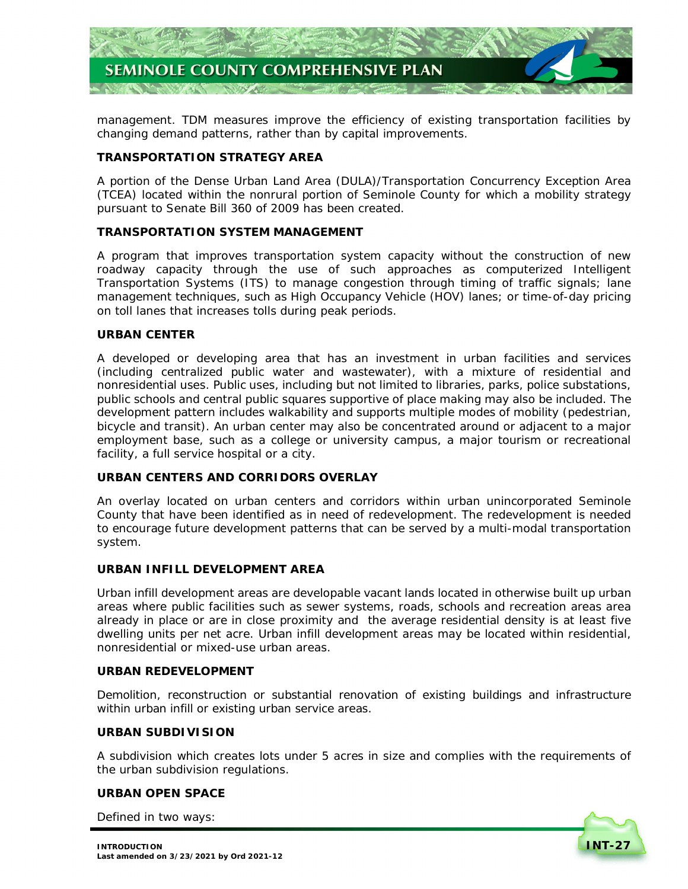management. TDM measures improve the efficiency of existing transportation facilities by changing demand patterns, rather than by capital improvements.

**TRANSPORTATION STRATEGY AREA**

A portion of the Dense Urban Land Area (DULA)/Transportation Concurrency Exception Area (TCEA) located within the nonrural portion of Seminole County for which a mobility strategy pursuant to Senate Bill 360 of 2009 has been created.

**TRANSPORTATION SYSTEM MANAGEMENT**

A program that improves transportation system capacity without the construction of new roadway capacity through the use of such approaches as computerized Intelligent Transportation Systems (ITS) to manage congestion through timing of traffic signals; lane management techniques, such as High Occupancy Vehicle (HOV) lanes; or time-of-day pricing on toll lanes that increases tolls during peak periods.

**URBAN CENTER**

A developed or developing area that has an investment in urban facilities and services (including centralized public water and wastewater), with a mixture of residential and nonresidential uses. Public uses, including but not limited to libraries, parks, police substations, public schools and central public squares supportive of place making may also be included. The development pattern includes walkability and supports multiple modes of mobility (pedestrian, bicycle and transit). An urban center may also be concentrated around or adjacent to a major employment base, such as a college or university campus, a major tourism or recreational facility, a full service hospital or a city.

**URBAN CENTERS AND CORRIDORS OVERLAY**

An overlay located on urban centers and corridors within urban unincorporated Seminole County that have been identified as in need of redevelopment. The redevelopment is needed to encourage future development patterns that can be served by a multi-modal transportation system.

**URBAN INFILL DEVELOPMENT AREA**

Urban infill development areas are developable vacant lands located in otherwise built up urban areas where public facilities such as sewer systems, roads, schools and recreation areas area already in place or are in close proximity and the average residential density is at least five dwelling units per net acre. Urban infill development areas may be located within residential, nonresidential or mixed-use urban areas.

**URBAN REDEVELOPMENT**

Demolition, reconstruction or substantial renovation of existing buildings and infrastructure within urban infill or existing urban service areas.

**URBAN SUBDIVISION**

A subdivision which creates lots under 5 acres in size and complies with the requirements of the urban subdivision regulations.

**URBAN OPEN SPACE**

Defined in two ways: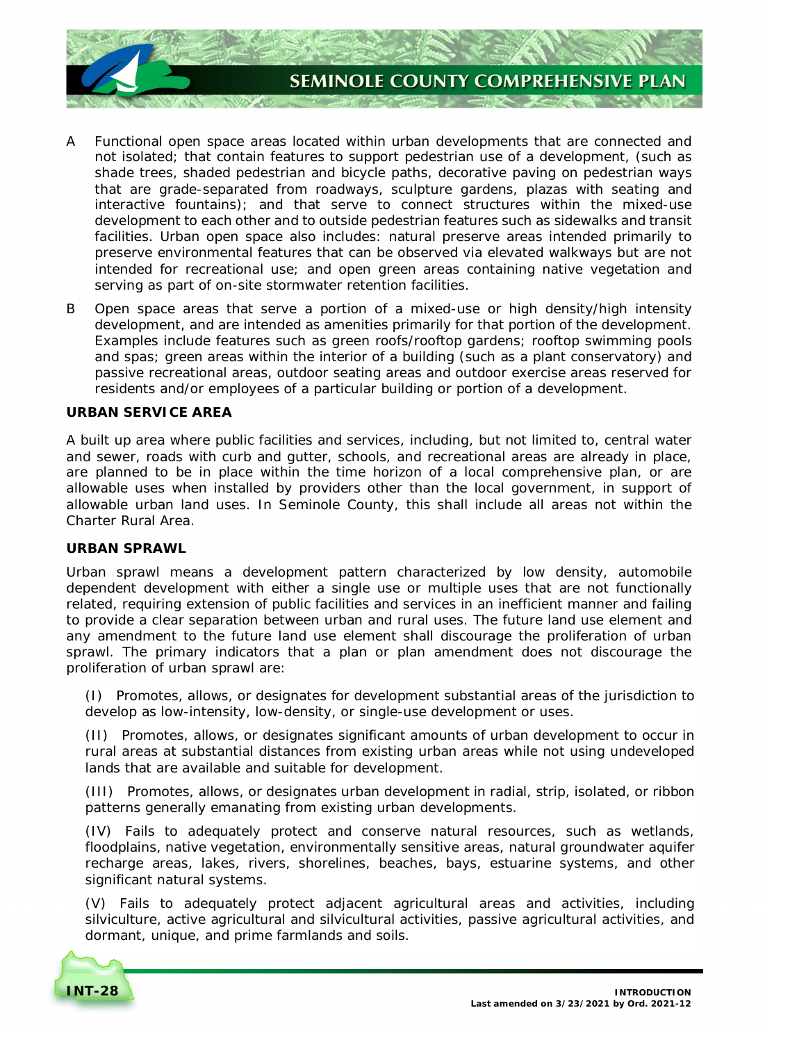A Functional open space areas located within urban developments that are connected and not isolated; that contain features to support pedestrian use of a development, (such as shade trees, shaded pedestrian and bicycle paths, decorative paving on pedestrian ways that are grade-separated from roadways, sculpture gardens, plazas with seating and interactive fountains); and that serve to connect structures within the mixed-use development to each other and to outside pedestrian features such as sidewalks and transit facilities. Urban open space also includes: natural preserve areas intended primarily to preserve environmental features that can be observed via elevated walkways but are not intended for recreational use; and open green areas containing native vegetation and serving as part of on-site stormwater retention facilities.

B Open space areas that serve a portion of a mixed-use or high density/high intensity development, and are intended as amenities primarily for that portion of the development. Examples include features such as green roofs/rooftop gardens; rooftop swimming pools and spas; green areas within the interior of a building (such as a plant conservatory) and passive recreational areas, outdoor seating areas and outdoor exercise areas reserved for residents and/or employees of a particular building or portion of a development.

**URBAN SERVICE AREA**

A built up area where public facilities and services, including, but not limited to, central water and sewer, roads with curb and gutter, schools, and recreational areas are already in place, are planned to be in place within the time horizon of a local comprehensive plan, or are allowable uses when installed by providers other than the local government, in support of allowable urban land uses. In Seminole County, this shall include all areas not within the Charter Rural Area.

**URBAN SPRAWL**

Urban sprawl means a development pattern characterized by low density, automobile dependent development with either a single use or multiple uses that are not functionally related, requiring extension of public facilities and services in an inefficient manner and failing to provide a clear separation between urban and rural uses. The future land use element and any amendment to the future land use element shall discourage the proliferation of urban sprawl. The primary indicators that a plan or plan amendment does not discourage the proliferation of urban sprawl are:

(I) Promotes, allows, or designates for development substantial areas of the jurisdiction to develop as low-intensity, low-density, or single-use development or uses.

(II) Promotes, allows, or designates significant amounts of urban development to occur in rural areas at substantial distances from existing urban areas while not using undeveloped lands that are available and suitable for development.

(III) Promotes, allows, or designates urban development in radial, strip, isolated, or ribbon patterns generally emanating from existing urban developments.

(IV) Fails to adequately protect and conserve natural resources, such as wetlands, floodplains, native vegetation, environmentally sensitive areas, natural groundwater aquifer recharge areas, lakes, rivers, shorelines, beaches, bays, estuarine systems, and other significant natural systems.

(V) Fails to adequately protect adjacent agricultural areas and activities, including silviculture, active agricultural and silvicultural activities, passive agricultural activities, and dormant, unique, and prime farmlands and soils.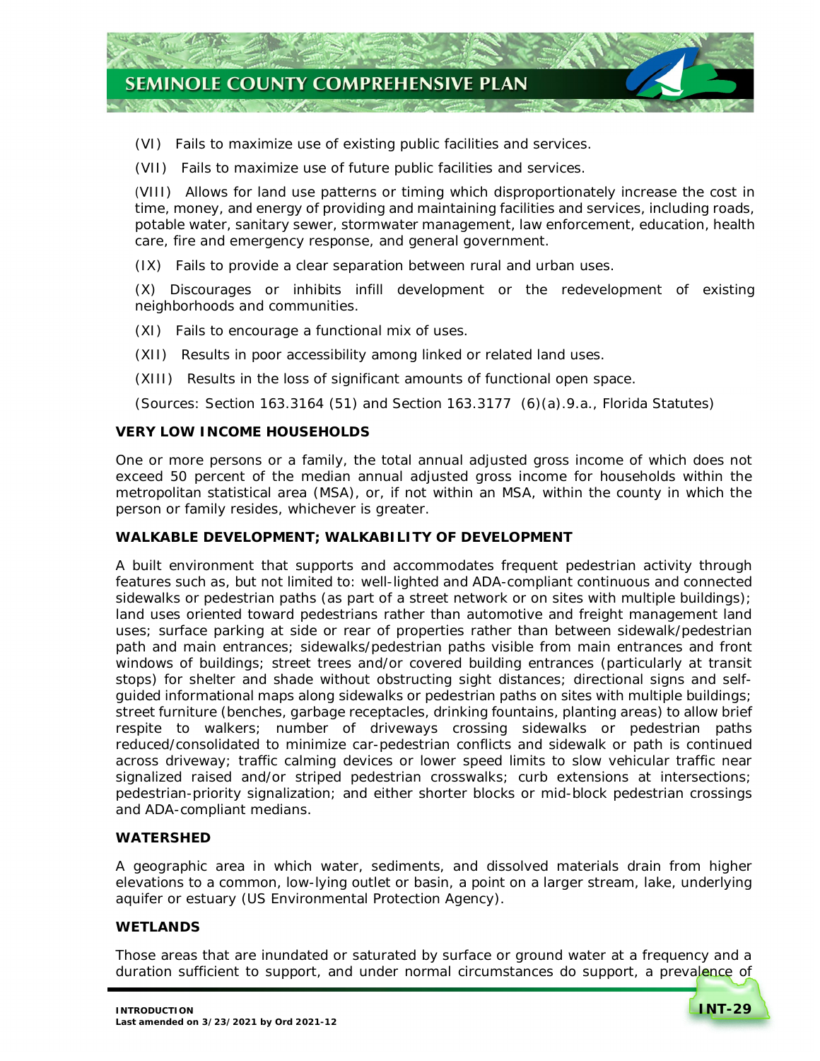(VI) Fails to maximize use of existing public facilities and services.

(VII) Fails to maximize use of future public facilities and services.

(VIII) Allows for land use patterns or timing which disproportionately increase the cost in time, money, and energy of providing and maintaining facilities and services, including roads, potable water, sanitary sewer, stormwater management, law enforcement, education, health care, fire and emergency response, and general government.

(IX) Fails to provide a clear separation between rural and urban uses.

(X) Discourages or inhibits infill development or the redevelopment of existing neighborhoods and communities.

(XI) Fails to encourage a functional mix of uses.

(XII) Results in poor accessibility among linked or related land uses.

(XIII) Results in the loss of significant amounts of functional open space.

(Sources: Section 163.3164 (51) and Section 163.3177 (6)(a).9.a., Florida Statutes)

**VERY LOW INCOME HOUSEHOLDS**

One or more persons or a family, the total annual adjusted gross income of which does not exceed 50 percent of the median annual adjusted gross income for households within the metropolitan statistical area (MSA), or, if not within an MSA, within the county in which the person or family resides, whichever is greater.

**WALKABLE DEVELOPMENT; WALKABILITY OF DEVELOPMENT**

A built environment that supports and accommodates frequent pedestrian activity through features such as, but not limited to: well-lighted and ADA-compliant continuous and connected sidewalks or pedestrian paths (as part of a street network or on sites with multiple buildings); land uses oriented toward pedestrians rather than automotive and freight management land uses; surface parking at side or rear of properties rather than between sidewalk/pedestrian path and main entrances; sidewalks/pedestrian paths visible from main entrances and front windows of buildings; street trees and/or covered building entrances (particularly at transit stops) for shelter and shade without obstructing sight distances; directional signs and self-guided informational maps along sidewalks or pedestrian paths on sites with multiple buildings; street furniture (benches, garbage receptacles, drinking fountains, planting areas) to allow brief respite to walkers; number of driveways crossing sidewalks or pedestrian paths reduced/consolidated to minimize car-pedestrian conflicts and sidewalk or path is continued across driveway; traffic calming devices or lower speed limits to slow vehicular traffic near signalized raised and/or striped pedestrian crosswalks; curb extensions at intersections; pedestrian-priority signalization; and either shorter blocks or mid-block pedestrian crossings and ADA-compliant medians.

**WATERSHED**

A geographic area in which water, sediments, and dissolved materials drain from higher elevations to a common, low-lying outlet or basin, a point on a larger stream, lake, underlying aquifer or estuary (US Environmental Protection Agency).

**WETLANDS**

Those areas that are inundated or saturated by surface or ground water at a frequency and a duration sufficient to support, and under normal circumstances do support, a prevalence of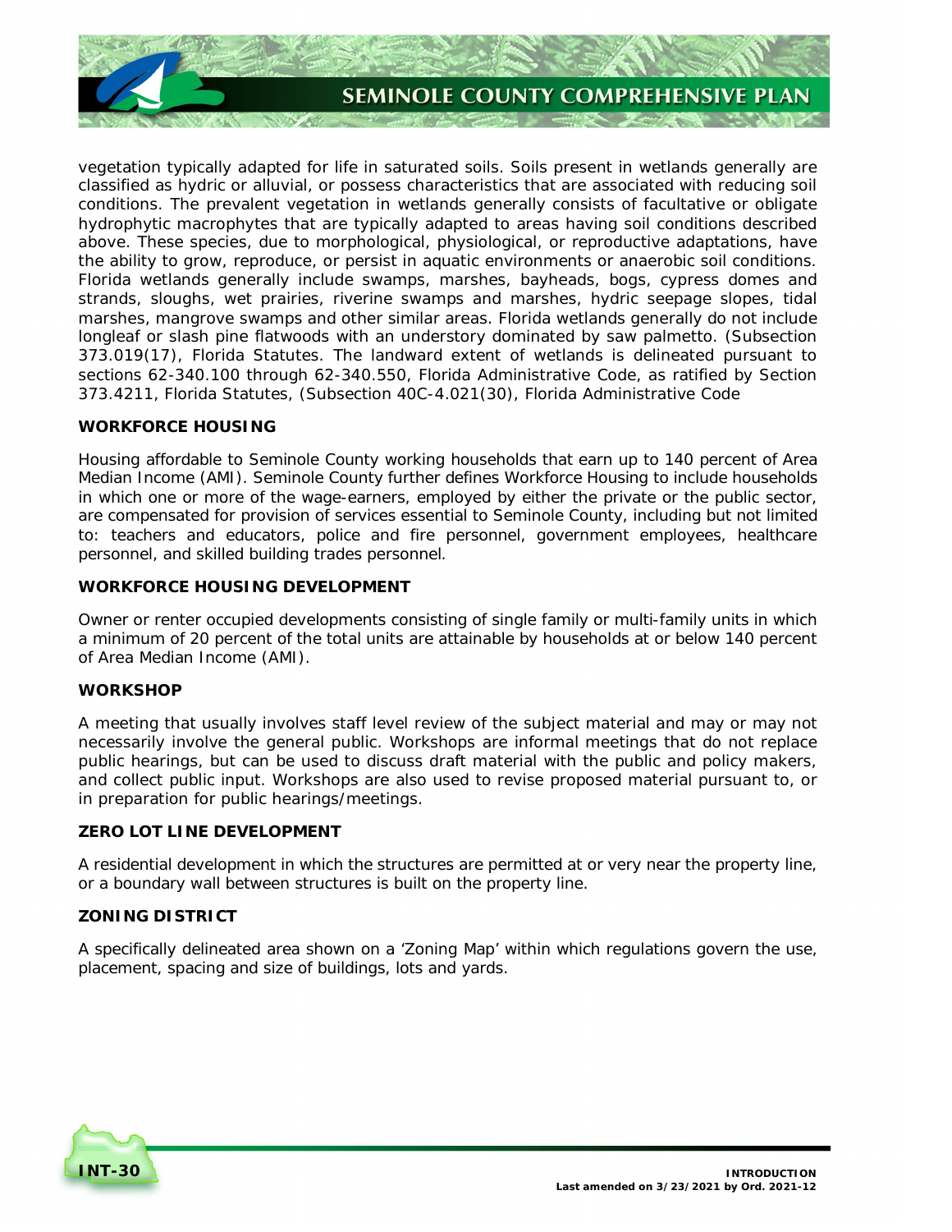vegetation typically adapted for life in saturated soils. Soils present in wetlands generally are classified as hydric or alluvial, or possess characteristics that are associated with reducing soil conditions. The prevalent vegetation in wetlands generally consists of facultative or obligate hydrophytic macrophytes that are typically adapted to areas having soil conditions described above. These species, due to morphological, physiological, or reproductive adaptations, have the ability to grow, reproduce, or persist in aquatic environments or anaerobic soil conditions. Florida wetlands generally include swamps, marshes, bayheads, bogs, cypress domes and strands, sloughs, wet prairies, riverine swamps and marshes, hydric seepage slopes, tidal marshes, mangrove swamps and other similar areas. Florida wetlands generally do not include longleaf or slash pine flatwoods with an understory dominated by saw palmetto. (Subsection 373.019(17), Florida Statutes. The landward extent of wetlands is delineated pursuant to sections 62-340.100 through 62-340.550, Florida Administrative Code, as ratified by Section 373.4211, Florida Statutes, (Subsection 40C-4.021(30), Florida Administrative Code

**WORKFORCE HOUSING**

Housing affordable to Seminole County working households that earn up to 140 percent of Area Median Income (AMI). Seminole County further defines Workforce Housing to include households in which one or more of the wage-earners, employed by either the private or the public sector, are compensated for provision of services essential to Seminole County, including but not limited to: teachers and educators, police and fire personnel, government employees, healthcare personnel, and skilled building trades personnel.

**WORKFORCE HOUSING DEVELOPMENT**

Owner or renter occupied developments consisting of single family or multi-family units in which a minimum of 20 percent of the total units are attainable by households at or below 140 percent of Area Median Income (AMI).

**WORKSHOP**

A meeting that usually involves staff level review of the subject material and may or may not necessarily involve the general public. Workshops are informal meetings that do not replace public hearings, but can be used to discuss draft material with the public and policy makers, and collect public input. Workshops are also used to revise proposed material pursuant to, or in preparation for public hearings/meetings.

**ZERO LOT LINE DEVELOPMENT**

A residential development in which the structures are permitted at or very near the property line, or a boundary wall between structures is built on the property line.

**ZONING DISTRICT**

A specifically delineated area shown on a 'Zoning Map' within which regulations govern the use, placement, spacing and size of buildings, lots and yards.